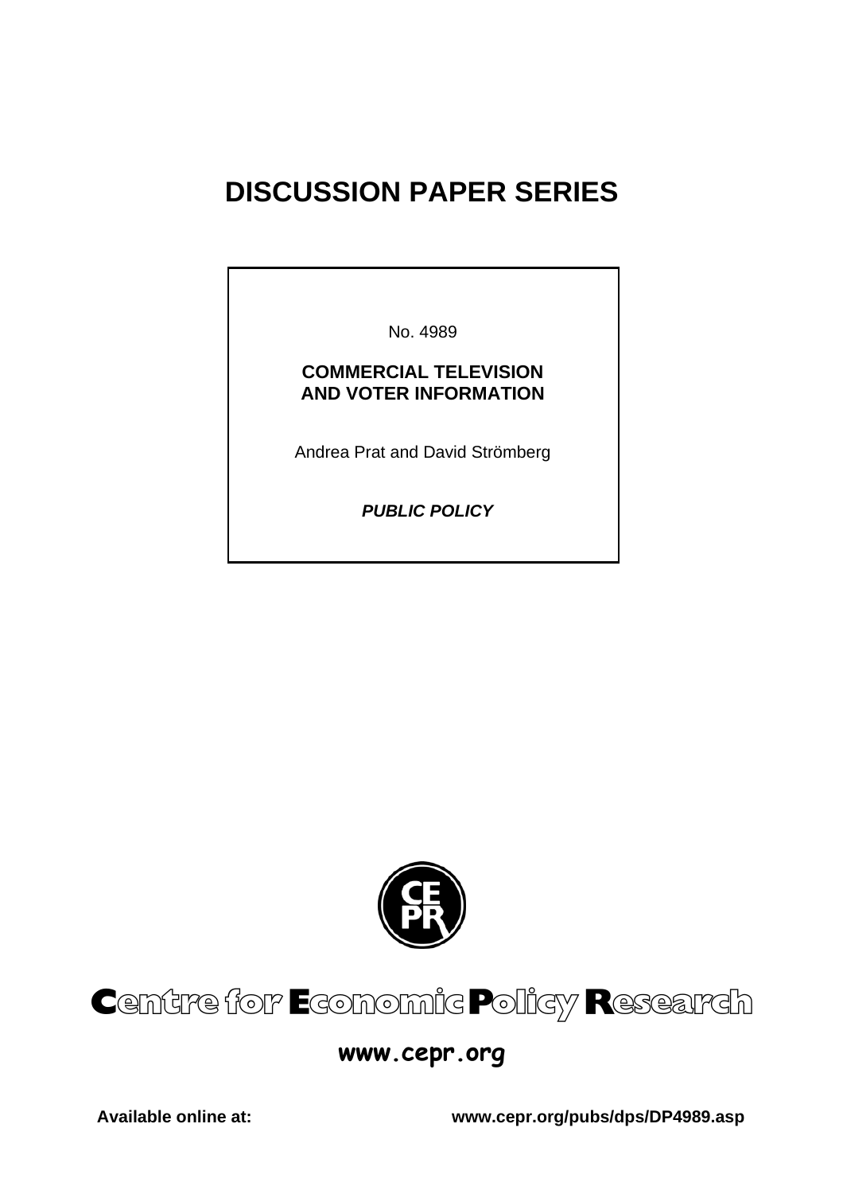# DISCUSSION PAPER SERIES

No. 4989

**COMMERCIAL TELEVISION AND VOTER INFORMATION**

Andrea Prat and David Strömberg

***PUBLIC POLICY***

**Centre for Economic Policy Research**

**www.cepr.org**

**Available online at:** **www.cepr.org/pubs/dps/DP4989.asp**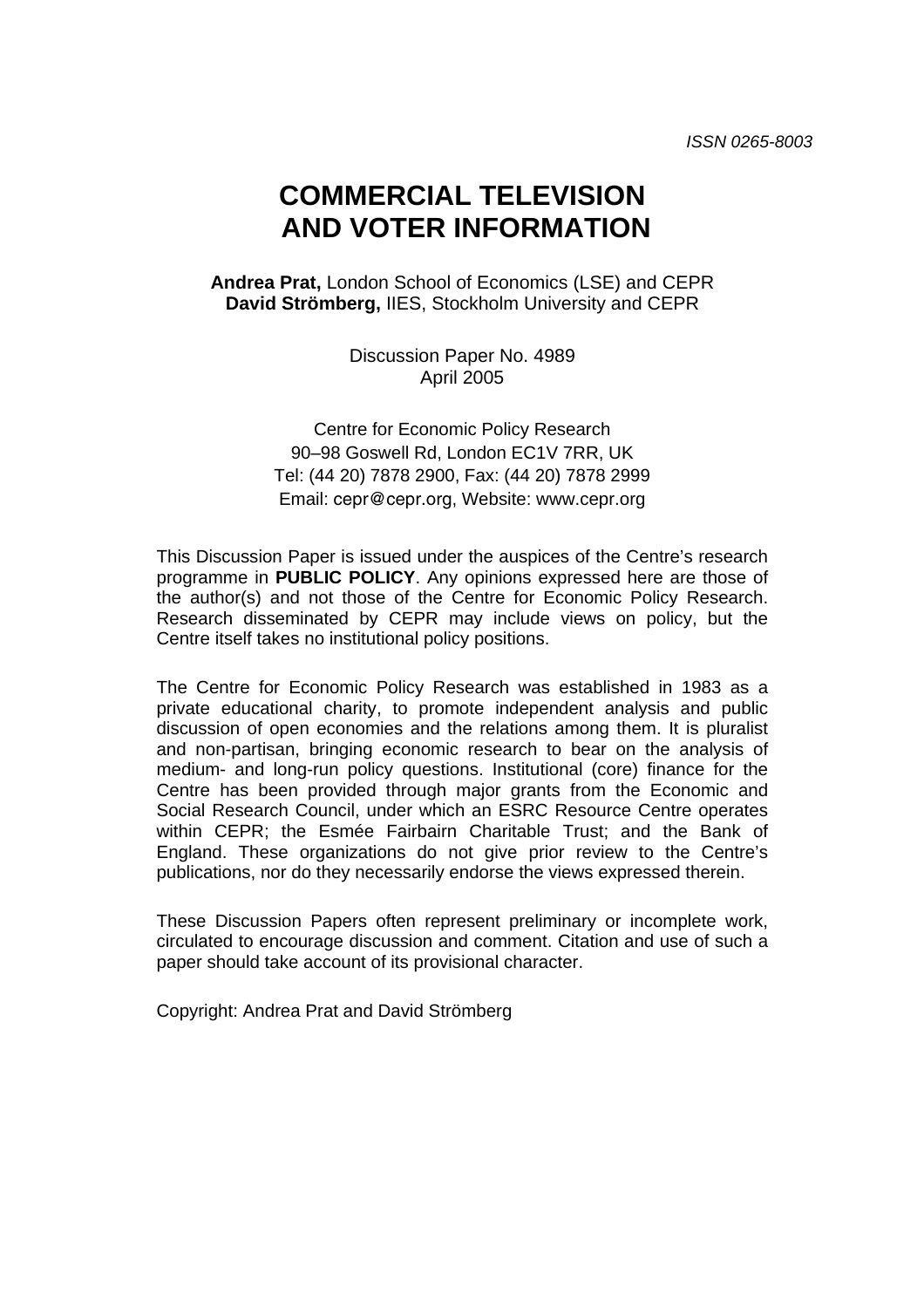ISSN 0265-8003

# COMMERCIAL TELEVISION AND VOTER INFORMATION

**Andrea Prat,** London School of Economics (LSE) and CEPR
**David Strömberg,** IIES, Stockholm University and CEPR

Discussion Paper No. 4989
April 2005

Centre for Economic Policy Research
90–98 Goswell Rd, London EC1V 7RR, UK
Tel: (44 20) 7878 2900, Fax: (44 20) 7878 2999
Email: cepr@cepr.org, Website: www.cepr.org

This Discussion Paper is issued under the auspices of the Centre's research programme in **PUBLIC POLICY**. Any opinions expressed here are those of the author(s) and not those of the Centre for Economic Policy Research. Research disseminated by CEPR may include views on policy, but the Centre itself takes no institutional policy positions.

The Centre for Economic Policy Research was established in 1983 as a private educational charity, to promote independent analysis and public discussion of open economies and the relations among them. It is pluralist and non-partisan, bringing economic research to bear on the analysis of medium- and long-run policy questions. Institutional (core) finance for the Centre has been provided through major grants from the Economic and Social Research Council, under which an ESRC Resource Centre operates within CEPR; the Esmée Fairbairn Charitable Trust; and the Bank of England. These organizations do not give prior review to the Centre's publications, nor do they necessarily endorse the views expressed therein.

These Discussion Papers often represent preliminary or incomplete work, circulated to encourage discussion and comment. Citation and use of such a paper should take account of its provisional character.

Copyright: Andrea Prat and David Strömberg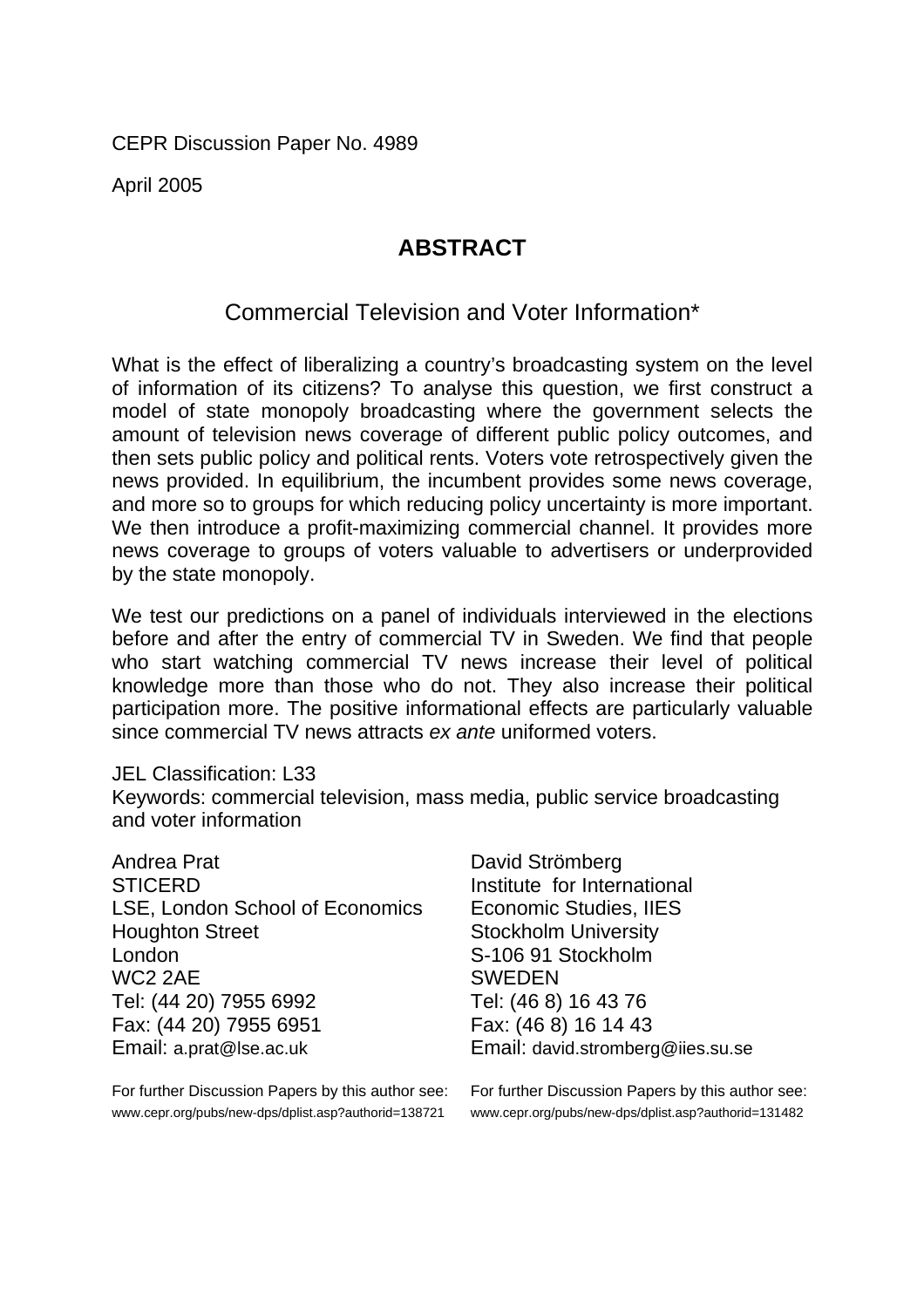CEPR Discussion Paper No. 4989

April 2005

## ABSTRACT

### Commercial Television and Voter Information*

What is the effect of liberalizing a country's broadcasting system on the level of information of its citizens? To analyse this question, we first construct a model of state monopoly broadcasting where the government selects the amount of television news coverage of different public policy outcomes, and then sets public policy and political rents. Voters vote retrospectively given the news provided. In equilibrium, the incumbent provides some news coverage, and more so to groups for which reducing policy uncertainty is more important. We then introduce a profit-maximizing commercial channel. It provides more news coverage to groups of voters valuable to advertisers or underprovided by the state monopoly.

We test our predictions on a panel of individuals interviewed in the elections before and after the entry of commercial TV in Sweden. We find that people who start watching commercial TV news increase their level of political knowledge more than those who do not. They also increase their political participation more. The positive informational effects are particularly valuable since commercial TV news attracts *ex ante* uniformed voters.

JEL Classification: L33
Keywords: commercial television, mass media, public service broadcasting and voter information

Andrea Prat
STICERD
LSE, London School of Economics
Houghton Street
London
WC2 2AE
Tel: (44 20) 7955 6992
Fax: (44 20) 7955 6951
Email: a.prat@lse.ac.uk

For further Discussion Papers by this author see:
www.cepr.org/pubs/new-dps/dplist.asp?authorid=138721

David Strömberg
Institute for International Economic Studies, IIES
Stockholm University
S-106 91 Stockholm
SWEDEN
Tel: (46 8) 16 43 76
Fax: (46 8) 16 14 43
Email: david.stromberg@iies.su.se

For further Discussion Papers by this author see:
www.cepr.org/pubs/new-dps/dplist.asp?authorid=131482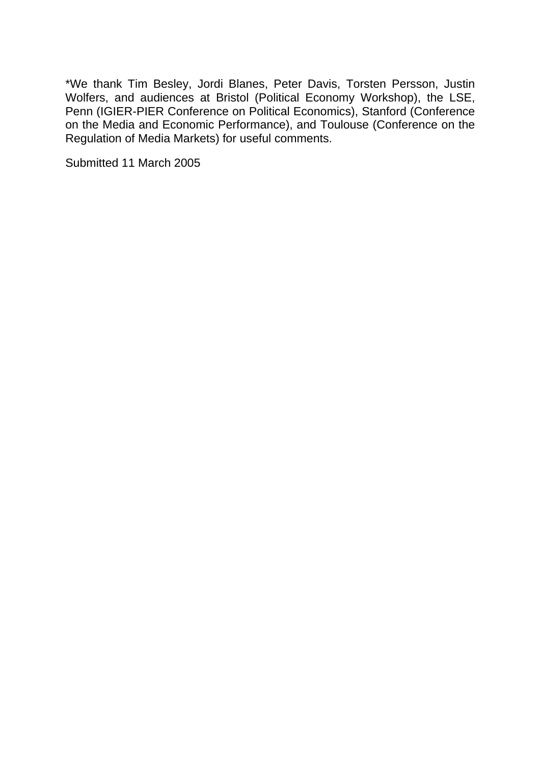*We thank Tim Besley, Jordi Blanes, Peter Davis, Torsten Persson, Justin Wolfers, and audiences at Bristol (Political Economy Workshop), the LSE, Penn (IGIER-PIER Conference on Political Economics), Stanford (Conference on the Media and Economic Performance), and Toulouse (Conference on the Regulation of Media Markets) for useful comments.

Submitted 11 March 2005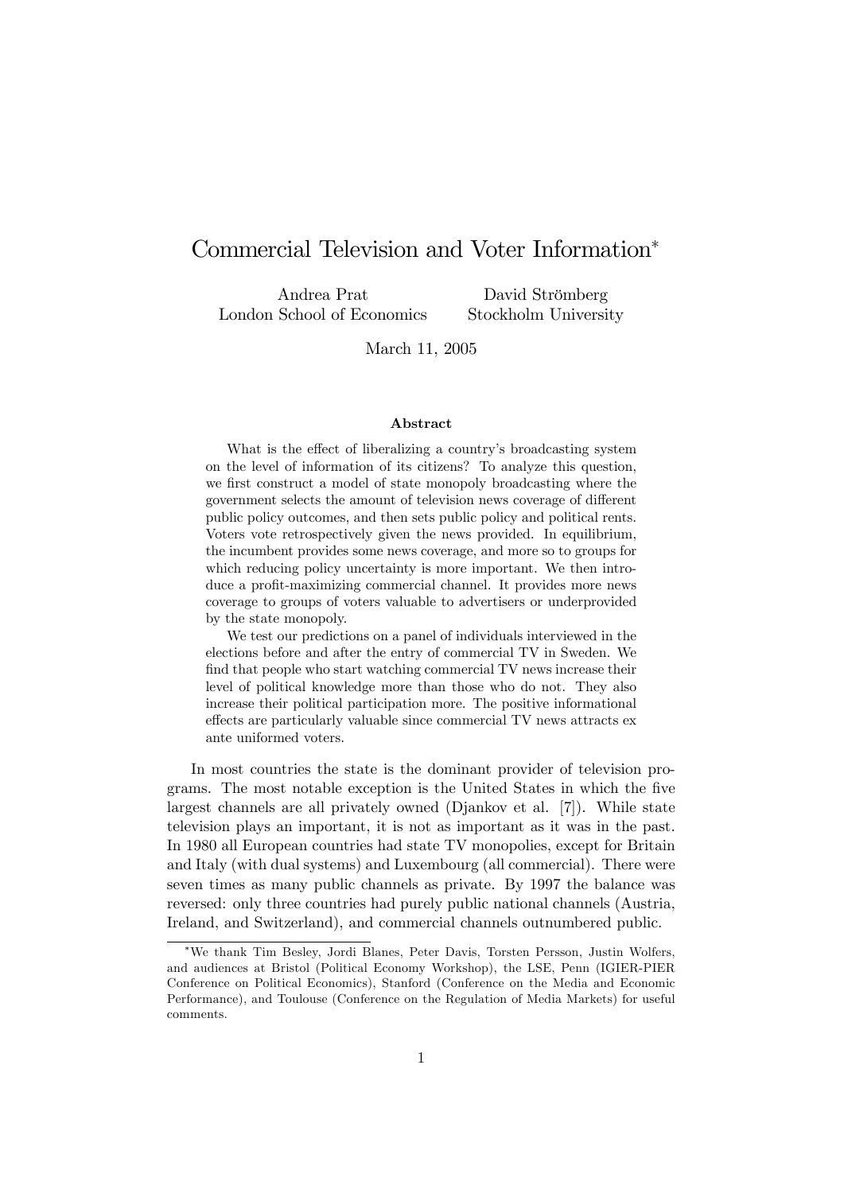# Commercial Television and Voter Information*

Andrea Prat
London School of Economics

David Strömberg
Stockholm University

March 11, 2005

### Abstract

What is the effect of liberalizing a country's broadcasting system on the level of information of its citizens? To analyze this question, we first construct a model of state monopoly broadcasting where the government selects the amount of television news coverage of different public policy outcomes, and then sets public policy and political rents. Voters vote retrospectively given the news provided. In equilibrium, the incumbent provides some news coverage, and more so to groups for which reducing policy uncertainty is more important. We then introduce a profit-maximizing commercial channel. It provides more news coverage to groups of voters valuable to advertisers or underprovided by the state monopoly.

We test our predictions on a panel of individuals interviewed in the elections before and after the entry of commercial TV in Sweden. We find that people who start watching commercial TV news increase their level of political knowledge more than those who do not. They also increase their political participation more. The positive informational effects are particularly valuable since commercial TV news attracts ex ante uniformed voters.

In most countries the state is the dominant provider of television programs. The most notable exception is the United States in which the five largest channels are all privately owned (Djankov et al. [7]). While state television plays an important, it is not as important as it was in the past. In 1980 all European countries had state TV monopolies, except for Britain and Italy (with dual systems) and Luxembourg (all commercial). There were seven times as many public channels as private. By 1997 the balance was reversed: only three countries had purely public national channels (Austria, Ireland, and Switzerland), and commercial channels outnumbered public.

*We thank Tim Besley, Jordi Blanes, Peter Davis, Torsten Persson, Justin Wolfers, and audiences at Bristol (Political Economy Workshop), the LSE, Penn (IGIER-PIER Conference on Political Economics), Stanford (Conference on the Media and Economic Performance), and Toulouse (Conference on the Regulation of Media Markets) for useful comments.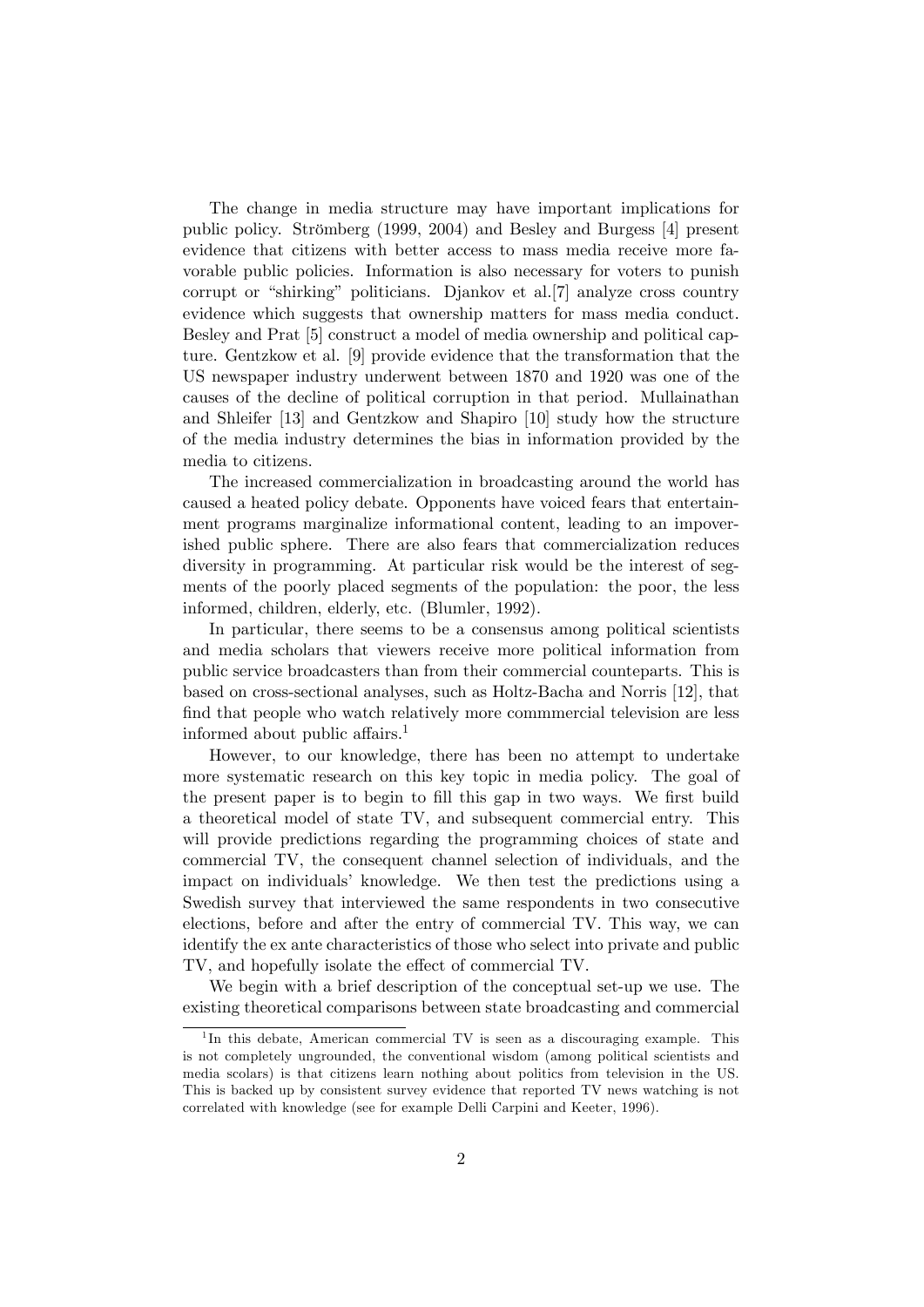The change in media structure may have important implications for public policy. Strömberg (1999, 2004) and Besley and Burgess [4] present evidence that citizens with better access to mass media receive more favorable public policies. Information is also necessary for voters to punish corrupt or "shirking" politicians. Djankov et al.[7] analyze cross country evidence which suggests that ownership matters for mass media conduct. Besley and Prat [5] construct a model of media ownership and political capture. Gentzkow et al. [9] provide evidence that the transformation that the US newspaper industry underwent between 1870 and 1920 was one of the causes of the decline of political corruption in that period. Mullainathan and Shleifer [13] and Gentzkow and Shapiro [10] study how the structure of the media industry determines the bias in information provided by the media to citizens.

The increased commercialization in broadcasting around the world has caused a heated policy debate. Opponents have voiced fears that entertainment programs marginalize informational content, leading to an impoverished public sphere. There are also fears that commercialization reduces diversity in programming. At particular risk would be the interest of segments of the poorly placed segments of the population: the poor, the less informed, children, elderly, etc. (Blumler, 1992).

In particular, there seems to be a consensus among political scientists and media scholars that viewers receive more political information from public service broadcasters than from their commercial counteparts. This is based on cross-sectional analyses, such as Holtz-Bacha and Norris [12], that find that people who watch relatively more commmercial television are less informed about public affairs.[1]

However, to our knowledge, there has been no attempt to undertake more systematic research on this key topic in media policy. The goal of the present paper is to begin to fill this gap in two ways. We first build a theoretical model of state TV, and subsequent commercial entry. This will provide predictions regarding the programming choices of state and commercial TV, the consequent channel selection of individuals, and the impact on individuals' knowledge. We then test the predictions using a Swedish survey that interviewed the same respondents in two consecutive elections, before and after the entry of commercial TV. This way, we can identify the ex ante characteristics of those who select into private and public TV, and hopefully isolate the effect of commercial TV.

We begin with a brief description of the conceptual set-up we use. The existing theoretical comparisons between state broadcasting and commercial

[1] In this debate, American commercial TV is seen as a discouraging example. This is not completely ungrounded, the conventional wisdom (among political scientists and media scolars) is that citizens learn nothing about politics from television in the US. This is backed up by consistent survey evidence that reported TV news watching is not correlated with knowledge (see for example Delli Carpini and Keeter, 1996).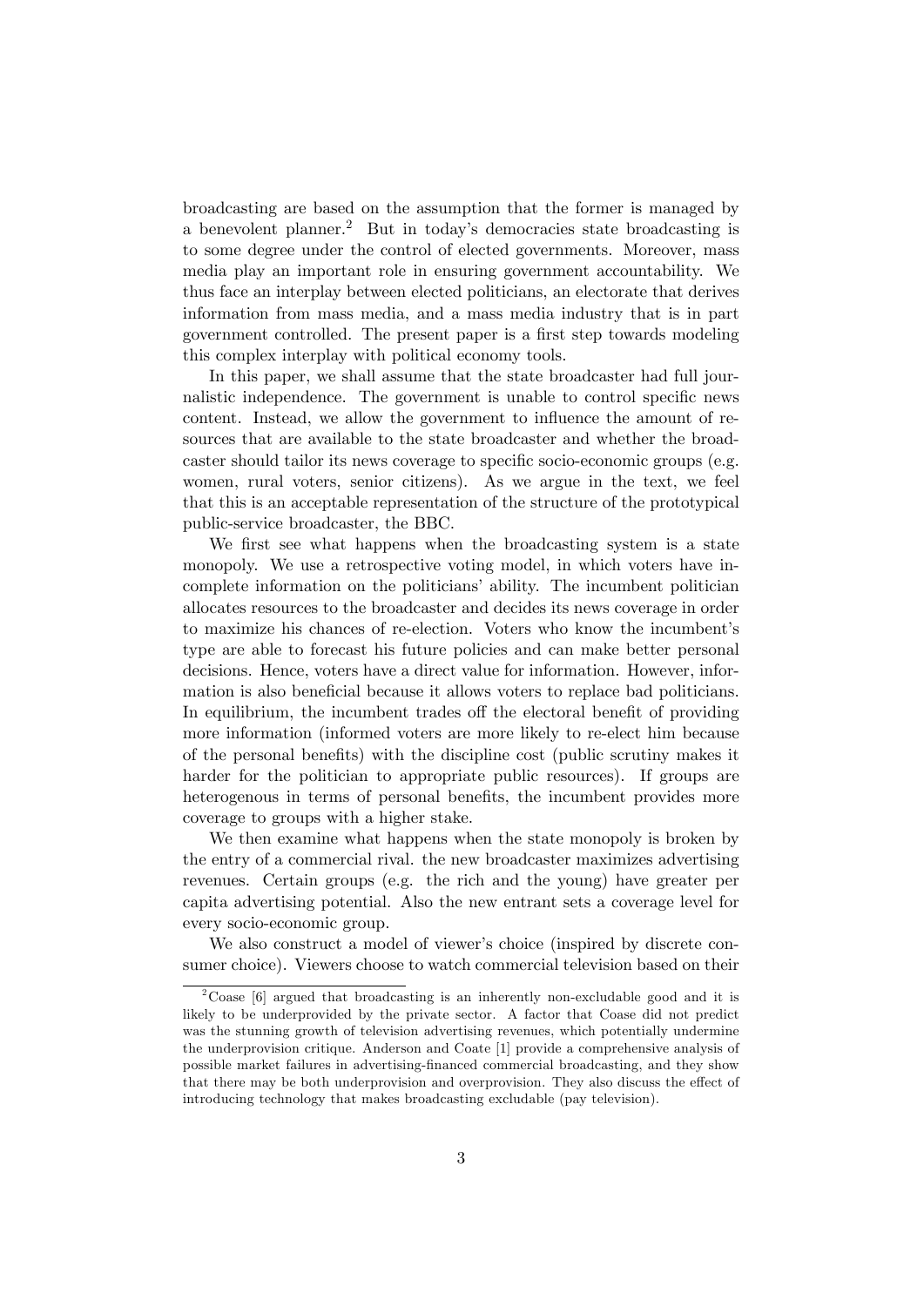broadcasting are based on the assumption that the former is managed by a benevolent planner.[2] But in today's democracies state broadcasting is to some degree under the control of elected governments. Moreover, mass media play an important role in ensuring government accountability. We thus face an interplay between elected politicians, an electorate that derives information from mass media, and a mass media industry that is in part government controlled. The present paper is a first step towards modeling this complex interplay with political economy tools.

In this paper, we shall assume that the state broadcaster had full journalistic independence. The government is unable to control specific news content. Instead, we allow the government to influence the amount of resources that are available to the state broadcaster and whether the broadcaster should tailor its news coverage to specific socio-economic groups (e.g. women, rural voters, senior citizens). As we argue in the text, we feel that this is an acceptable representation of the structure of the prototypical public-service broadcaster, the BBC.

We first see what happens when the broadcasting system is a state monopoly. We use a retrospective voting model, in which voters have incomplete information on the politicians' ability. The incumbent politician allocates resources to the broadcaster and decides its news coverage in order to maximize his chances of re-election. Voters who know the incumbent's type are able to forecast his future policies and can make better personal decisions. Hence, voters have a direct value for information. However, information is also beneficial because it allows voters to replace bad politicians. In equilibrium, the incumbent trades off the electoral benefit of providing more information (informed voters are more likely to re-elect him because of the personal benefits) with the discipline cost (public scrutiny makes it harder for the politician to appropriate public resources). If groups are heterogenous in terms of personal benefits, the incumbent provides more coverage to groups with a higher stake.

We then examine what happens when the state monopoly is broken by the entry of a commercial rival. the new broadcaster maximizes advertising revenues. Certain groups (e.g. the rich and the young) have greater per capita advertising potential. Also the new entrant sets a coverage level for every socio-economic group.

We also construct a model of viewer's choice (inspired by discrete consumer choice). Viewers choose to watch commercial television based on their

[2] Coase [6] argued that broadcasting is an inherently non-excludable good and it is likely to be underprovided by the private sector. A factor that Coase did not predict was the stunning growth of television advertising revenues, which potentially undermine the underprovision critique. Anderson and Coate [1] provide a comprehensive analysis of possible market failures in advertising-financed commercial broadcasting, and they show that there may be both underprovision and overprovision. They also discuss the effect of introducing technology that makes broadcasting excludable (pay television).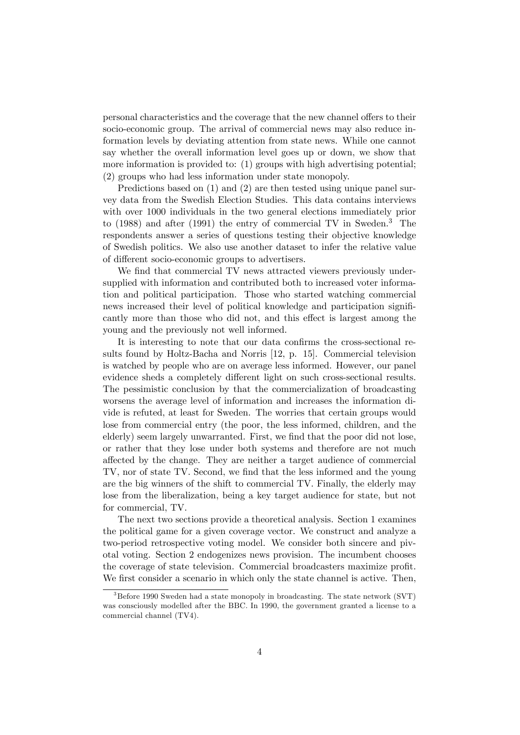personal characteristics and the coverage that the new channel offers to their socio-economic group. The arrival of commercial news may also reduce information levels by deviating attention from state news. While one cannot say whether the overall information level goes up or down, we show that more information is provided to: (1) groups with high advertising potential; (2) groups who had less information under state monopoly.

Predictions based on (1) and (2) are then tested using unique panel survey data from the Swedish Election Studies. This data contains interviews with over 1000 individuals in the two general elections immediately prior to (1988) and after (1991) the entry of commercial TV in Sweden.[3] The respondents answer a series of questions testing their objective knowledge of Swedish politics. We also use another dataset to infer the relative value of different socio-economic groups to advertisers.

We find that commercial TV news attracted viewers previously undersupplied with information and contributed both to increased voter information and political participation. Those who started watching commercial news increased their level of political knowledge and participation significantly more than those who did not, and this effect is largest among the young and the previously not well informed.

It is interesting to note that our data confirms the cross-sectional results found by Holtz-Bacha and Norris [12, p. 15]. Commercial television is watched by people who are on average less informed. However, our panel evidence sheds a completely different light on such cross-sectional results. The pessimistic conclusion by that the commercialization of broadcasting worsens the average level of information and increases the information divide is refuted, at least for Sweden. The worries that certain groups would lose from commercial entry (the poor, the less informed, children, and the elderly) seem largely unwarranted. First, we find that the poor did not lose, or rather that they lose under both systems and therefore are not much affected by the change. They are neither a target audience of commercial TV, nor of state TV. Second, we find that the less informed and the young are the big winners of the shift to commercial TV. Finally, the elderly may lose from the liberalization, being a key target audience for state, but not for commercial, TV.

The next two sections provide a theoretical analysis. Section 1 examines the political game for a given coverage vector. We construct and analyze a two-period retrospective voting model. We consider both sincere and pivotal voting. Section 2 endogenizes news provision. The incumbent chooses the coverage of state television. Commercial broadcasters maximize profit. We first consider a scenario in which only the state channel is active. Then,

[3] Before 1990 Sweden had a state monopoly in broadcasting. The state network (SVT) was consciously modelled after the BBC. In 1990, the government granted a license to a commercial channel (TV4).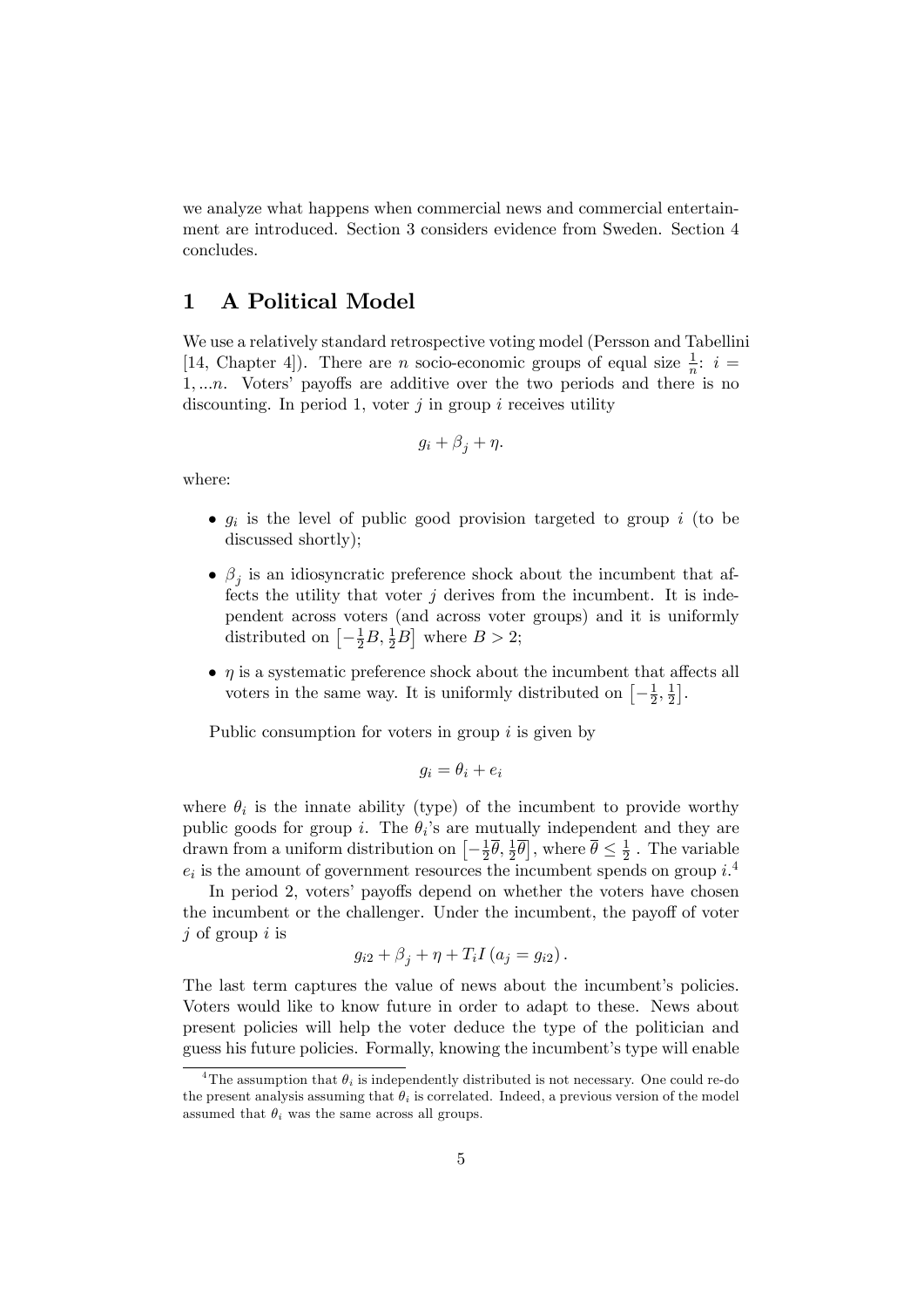we analyze what happens when commercial news and commercial entertainment are introduced. Section 3 considers evidence from Sweden. Section 4 concludes.

# 1 A Political Model

We use a relatively standard retrospective voting model (Persson and Tabellini [14, Chapter 4]). There are $n$ socio-economic groups of equal size $\frac{1}{n}$: $i = 1, ...n$. Voters' payoffs are additive over the two periods and there is no discounting. In period 1, voter $j$ in group $i$ receives utility

$$g_i + \beta_j + \eta.$$

where:

- $g_i$ is the level of public good provision targeted to group $i$ (to be discussed shortly);
- $\beta_j$ is an idiosyncratic preference shock about the incumbent that affects the utility that voter $j$ derives from the incumbent. It is independent across voters (and across voter groups) and it is uniformly distributed on $\left[-\frac{1}{2}B, \frac{1}{2}B\right]$ where $B > 2$;
- $\eta$ is a systematic preference shock about the incumbent that affects all voters in the same way. It is uniformly distributed on $\left[-\frac{1}{2}, \frac{1}{2}\right]$.

Public consumption for voters in group $i$ is given by

$$g_i = \theta_i + e_i$$

where $\theta_i$ is the innate ability (type) of the incumbent to provide worthy public goods for group $i$. The $\theta_i$'s are mutually independent and they are drawn from a uniform distribution on $\left[-\frac{1}{2}\overline{\theta}, \frac{1}{2}\overline{\theta}\right]$, where $\overline{\theta} \leq \frac{1}{2}$. The variable $e_i$ is the amount of government resources the incumbent spends on group $i$.[4]

In period 2, voters' payoffs depend on whether the voters have chosen the incumbent or the challenger. Under the incumbent, the payoff of voter $j$ of group $i$ is

$$g_{i2} + \beta_j + \eta + T_i I\left(a_j = g_{i2}\right).$$

The last term captures the value of news about the incumbent's policies. Voters would like to know future in order to adapt to these. News about present policies will help the voter deduce the type of the politician and guess his future policies. Formally, knowing the incumbent's type will enable

[4] The assumption that $\theta_i$ is independently distributed is not necessary. One could re-do the present analysis assuming that $\theta_i$ is correlated. Indeed, a previous version of the model assumed that $\theta_i$ was the same across all groups.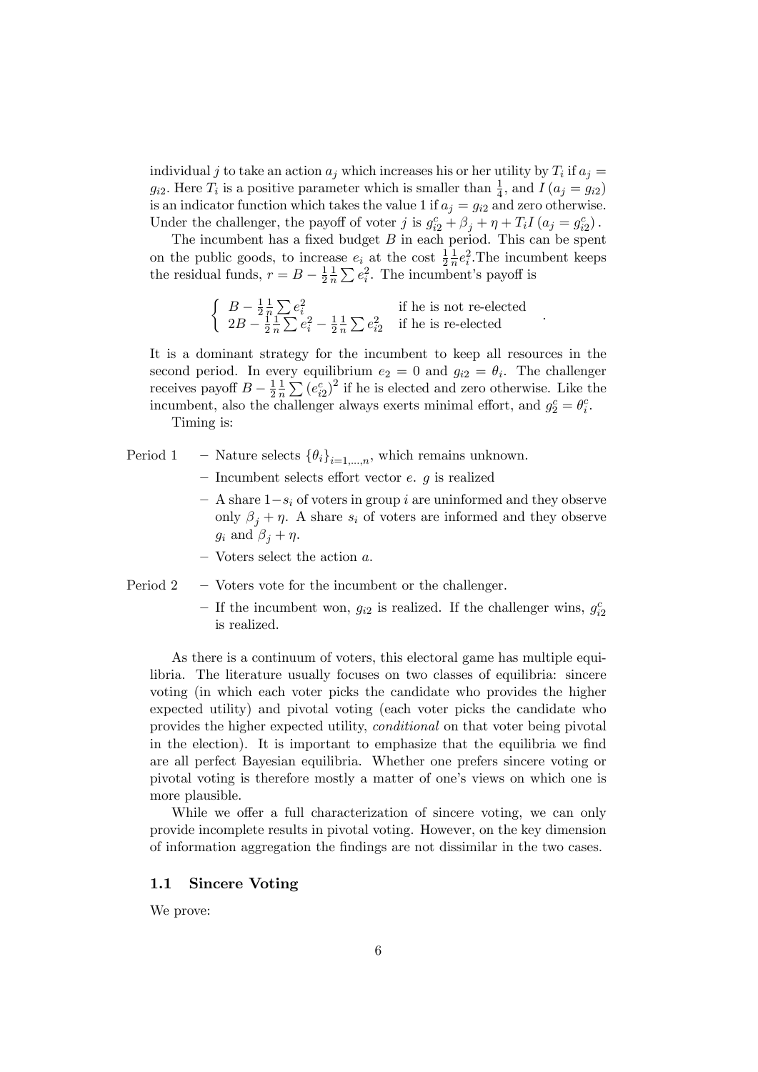individual $j$ to take an action $a_j$ which increases his or her utility by $T_i$ if $a_j = g_{i2}$. Here $T_i$ is a positive parameter which is smaller than $\frac{1}{4}$, and $I(a_j = g_{i2})$ is an indicator function which takes the value 1 if $a_j = g_{i2}$ and zero otherwise. Under the challenger, the payoff of voter $j$ is $g_{i2}^c + \beta_j + \eta + T_i I(a_j = g_{i2}^c)$.

The incumbent has a fixed budget $B$ in each period. This can be spent on the public goods, to increase $e_i$ at the cost $\frac{1}{2}\frac{1}{n}e_i^2$. The incumbent keeps the residual funds, $r = B - \frac{1}{2}\frac{1}{n}\sum e_i^2$. The incumbent's payoff is

$$\begin{cases} B - \frac{1}{2}\frac{1}{n}\sum e_i^2 & \text{if he is not re-elected} \\ 2B - \frac{1}{2}\frac{1}{n}\sum e_i^2 - \frac{1}{2}\frac{1}{n}\sum e_{i2}^2 & \text{if he is re-elected} \end{cases}.$$

It is a dominant strategy for the incumbent to keep all resources in the second period. In every equilibrium $e_2 = 0$ and $g_{i2} = \theta_i$. The challenger receives payoff $B - \frac{1}{2}\frac{1}{n}\sum (e_{i2}^c)^2$ if he is elected and zero otherwise. Like the incumbent, also the challenger always exerts minimal effort, and $g_2^c = \theta_i^c$.

Timing is:

Period 1
- Nature selects $\{\theta_i\}_{i=1,\ldots,n}$, which remains unknown.
- Incumbent selects effort vector $e$. $g$ is realized
- A share $1-s_i$ of voters in group $i$ are uninformed and they observe only $\beta_j + \eta$. A share $s_i$ of voters are informed and they observe $g_i$ and $\beta_j + \eta$.
- Voters select the action $a$.

Period 2
- Voters vote for the incumbent or the challenger.
- If the incumbent won, $g_{i2}$ is realized. If the challenger wins, $g_{i2}^c$ is realized.

As there is a continuum of voters, this electoral game has multiple equilibria. The literature usually focuses on two classes of equilibria: sincere voting (in which each voter picks the candidate who provides the higher expected utility) and pivotal voting (each voter picks the candidate who provides the higher expected utility, *conditional* on that voter being pivotal in the election). It is important to emphasize that the equilibria we find are all perfect Bayesian equilibria. Whether one prefers sincere voting or pivotal voting is therefore mostly a matter of one's views on which one is more plausible.

While we offer a full characterization of sincere voting, we can only provide incomplete results in pivotal voting. However, on the key dimension of information aggregation the findings are not dissimilar in the two cases.

### 1.1 Sincere Voting

We prove: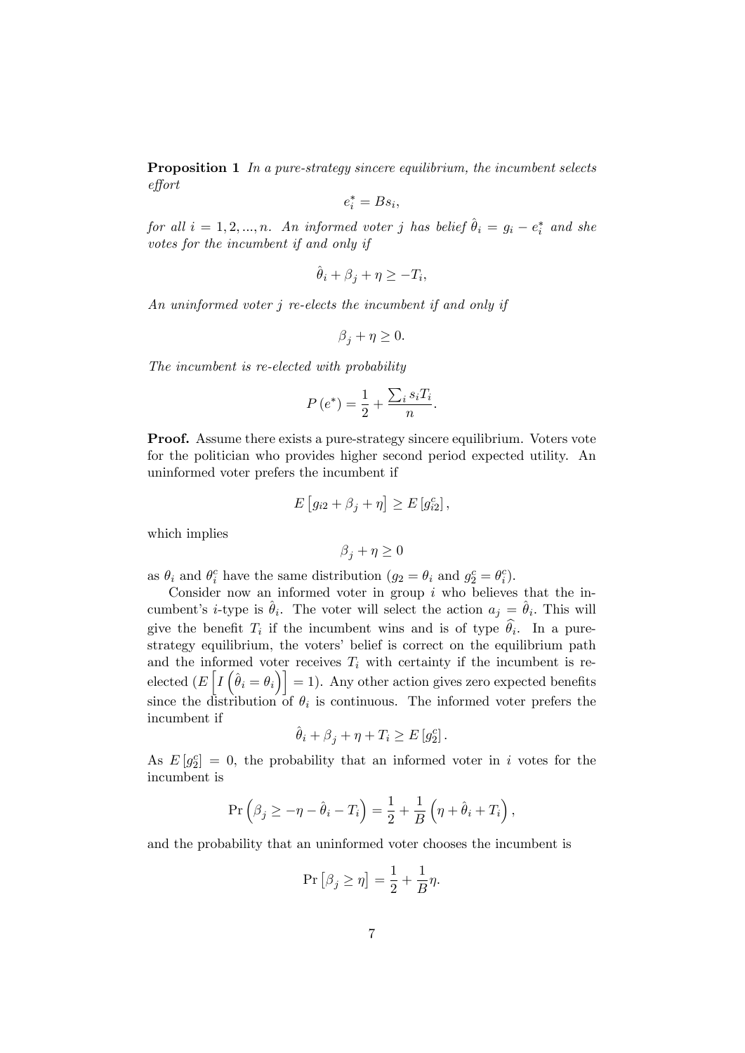**Proposition 1** *In a pure-strategy sincere equilibrium, the incumbent selects effort*

$$e_i^* = Bs_i,$$

*for all $i = 1, 2, ..., n$. An informed voter $j$ has belief $\hat{\theta}_i = g_i - e_i^*$ and she votes for the incumbent if and only if*

$$\hat{\theta}_i + \beta_j + \eta \geq -T_i,$$

*An uninformed voter $j$ re-elects the incumbent if and only if*

$$\beta_j + \eta \geq 0.$$

*The incumbent is re-elected with probability*

$$P(e^*) = \frac{1}{2} + \frac{\sum_i s_i T_i}{n}.$$

**Proof.** Assume there exists a pure-strategy sincere equilibrium. Voters vote for the politician who provides higher second period expected utility. An uninformed voter prefers the incumbent if

$$E\left[g_{i2} + \beta_j + \eta\right] \geq E\left[g_{i2}^c\right],$$

which implies

$$\beta_j + \eta \geq 0$$

as $\theta_i$ and $\theta_i^c$ have the same distribution ($g_2 = \theta_i$ and $g_2^c = \theta_i^c$).

Consider now an informed voter in group $i$ who believes that the incumbent's $i$-type is $\hat{\theta}_i$. The voter will select the action $a_j = \hat{\theta}_i$. This will give the benefit $T_i$ if the incumbent wins and is of type $\widehat{\theta_i}$. In a pure-strategy equilibrium, the voters' belief is correct on the equilibrium path and the informed voter receives $T_i$ with certainty if the incumbent is re-elected ($E\left[I\left(\hat{\theta}_i = \theta_i\right)\right] = 1$). Any other action gives zero expected benefits since the distribution of $\theta_i$ is continuous. The informed voter prefers the incumbent if

$$\hat{\theta}_i + \beta_j + \eta + T_i \geq E\left[g_2^c\right].$$

As $E\left[g_2^c\right] = 0$, the probability that an informed voter in $i$ votes for the incumbent is

$$\Pr\left(\beta_j \geq -\eta - \hat{\theta}_i - T_i\right) = \frac{1}{2} + \frac{1}{B}\left(\eta + \hat{\theta}_i + T_i\right),$$

and the probability that an uninformed voter chooses the incumbent is

$$\Pr\left[\beta_j \geq \eta\right] = \frac{1}{2} + \frac{1}{B}\eta.$$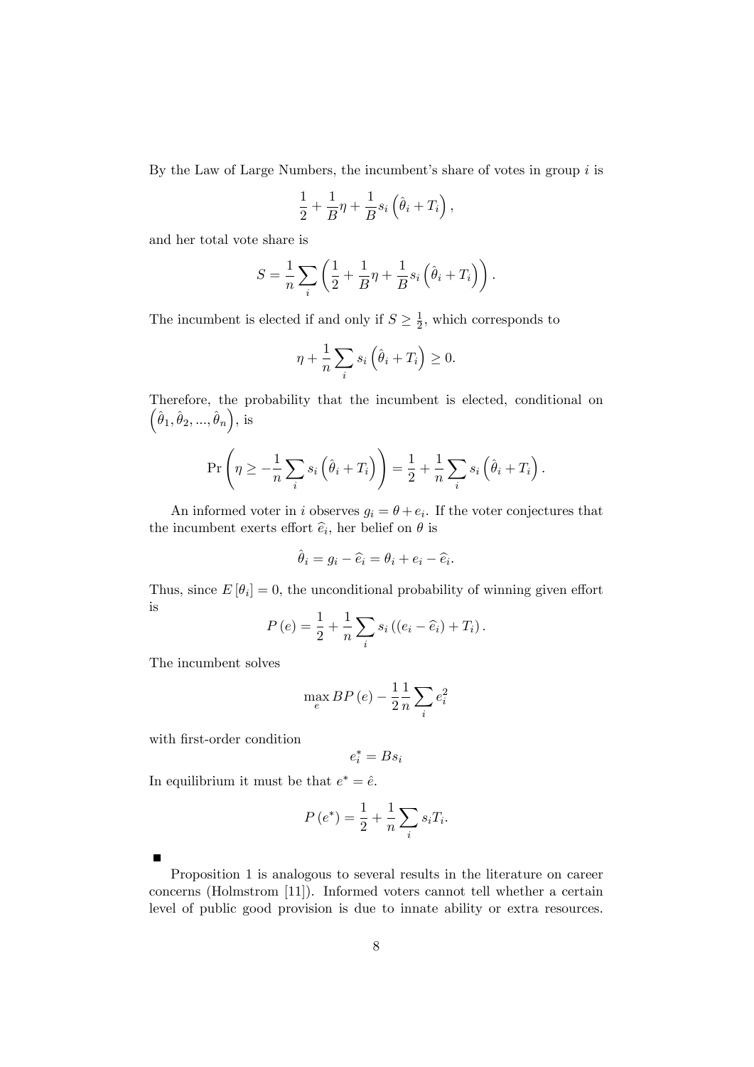By the Law of Large Numbers, the incumbent's share of votes in group $i$ is

$$\frac{1}{2} + \frac{1}{B}\eta + \frac{1}{B}s_i\left(\hat{\theta}_i + T_i\right),$$

and her total vote share is

$$S = \frac{1}{n}\sum_i \left(\frac{1}{2} + \frac{1}{B}\eta + \frac{1}{B}s_i\left(\hat{\theta}_i + T_i\right)\right).$$

The incumbent is elected if and only if $S \geq \frac{1}{2}$, which corresponds to

$$\eta + \frac{1}{n}\sum_i s_i\left(\hat{\theta}_i + T_i\right) \geq 0.$$

Therefore, the probability that the incumbent is elected, conditional on $\left(\hat{\theta}_1, \hat{\theta}_2, ..., \hat{\theta}_n\right)$, is

$$\Pr\left(\eta \geq -\frac{1}{n}\sum_i s_i\left(\hat{\theta}_i + T_i\right)\right) = \frac{1}{2} + \frac{1}{n}\sum_i s_i\left(\hat{\theta}_i + T_i\right).$$

An informed voter in $i$ observes $g_i = \theta + e_i$. If the voter conjectures that the incumbent exerts effort $\widehat{e}_i$, her belief on $\theta$ is

$$\hat{\theta}_i = g_i - \widehat{e}_i = \theta_i + e_i - \widehat{e}_i.$$

Thus, since $E[\theta_i] = 0$, the unconditional probability of winning given effort is

$$P(e) = \frac{1}{2} + \frac{1}{n}\sum_i s_i\left((e_i - \widehat{e}_i) + T_i\right).$$

The incumbent solves

$$\max_e BP(e) - \frac{1}{2}\frac{1}{n}\sum_i e_i^2$$

with first-order condition

$$e_i^* = Bs_i$$

In equilibrium it must be that $e^* = \hat{e}$.

$$P(e^*) = \frac{1}{2} + \frac{1}{n}\sum_i s_i T_i.$$

■

Proposition 1 is analogous to several results in the literature on career concerns (Holmstrom [11]). Informed voters cannot tell whether a certain level of public good provision is due to innate ability or extra resources.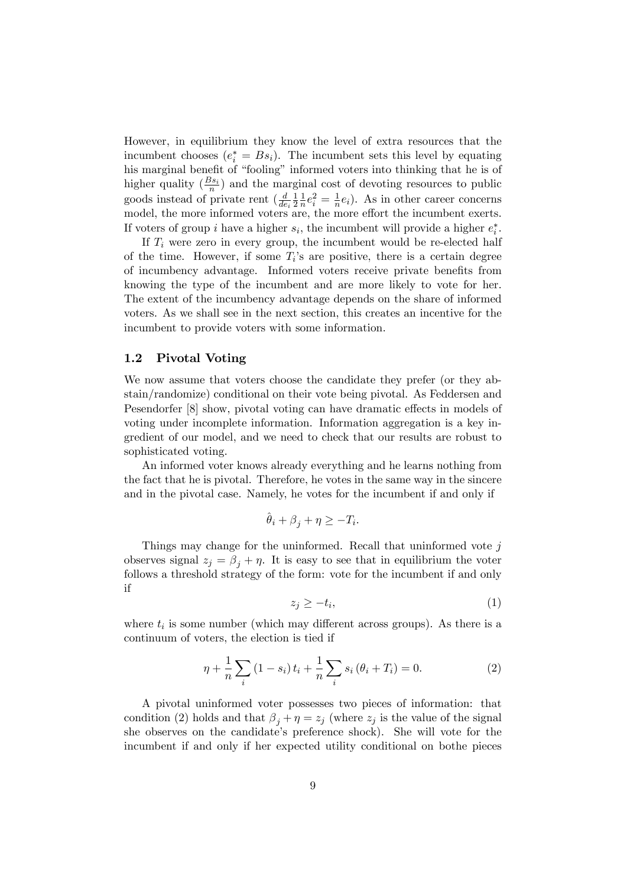However, in equilibrium they know the level of extra resources that the incumbent chooses ($e_i^* = Bs_i$). The incumbent sets this level by equating his marginal benefit of "fooling" informed voters into thinking that he is of higher quality ($\frac{Bs_i}{n}$) and the marginal cost of devoting resources to public goods instead of private rent ($\frac{d}{de_i}\frac{1}{2}\frac{1}{n}e_i^2 = \frac{1}{n}e_i$). As in other career concerns model, the more informed voters are, the more effort the incumbent exerts. If voters of group $i$ have a higher $s_i$, the incumbent will provide a higher $e_i^*$.

If $T_i$ were zero in every group, the incumbent would be re-elected half of the time. However, if some $T_i$'s are positive, there is a certain degree of incumbency advantage. Informed voters receive private benefits from knowing the type of the incumbent and are more likely to vote for her. The extent of the incumbency advantage depends on the share of informed voters. As we shall see in the next section, this creates an incentive for the incumbent to provide voters with some information.

### 1.2 Pivotal Voting

We now assume that voters choose the candidate they prefer (or they abstain/randomize) conditional on their vote being pivotal. As Feddersen and Pesendorfer [8] show, pivotal voting can have dramatic effects in models of voting under incomplete information. Information aggregation is a key ingredient of our model, and we need to check that our results are robust to sophisticated voting.

An informed voter knows already everything and he learns nothing from the fact that he is pivotal. Therefore, he votes in the same way in the sincere and in the pivotal case. Namely, he votes for the incumbent if and only if

$$\hat{\theta}_i + \beta_j + \eta \geq -T_i.$$

Things may change for the uninformed. Recall that uninformed vote $j$ observes signal $z_j = \beta_j + \eta$. It is easy to see that in equilibrium the voter follows a threshold strategy of the form: vote for the incumbent if and only if

$$z_j \geq -t_i, \tag{1}$$

where $t_i$ is some number (which may different across groups). As there is a continuum of voters, the election is tied if

$$\eta + \frac{1}{n}\sum_i (1 - s_i)\, t_i + \frac{1}{n}\sum_i s_i\,(\theta_i + T_i) = 0. \tag{2}$$

A pivotal uninformed voter possesses two pieces of information: that condition (2) holds and that $\beta_j + \eta = z_j$ (where $z_j$ is the value of the signal she observes on the candidate's preference shock). She will vote for the incumbent if and only if her expected utility conditional on bothe pieces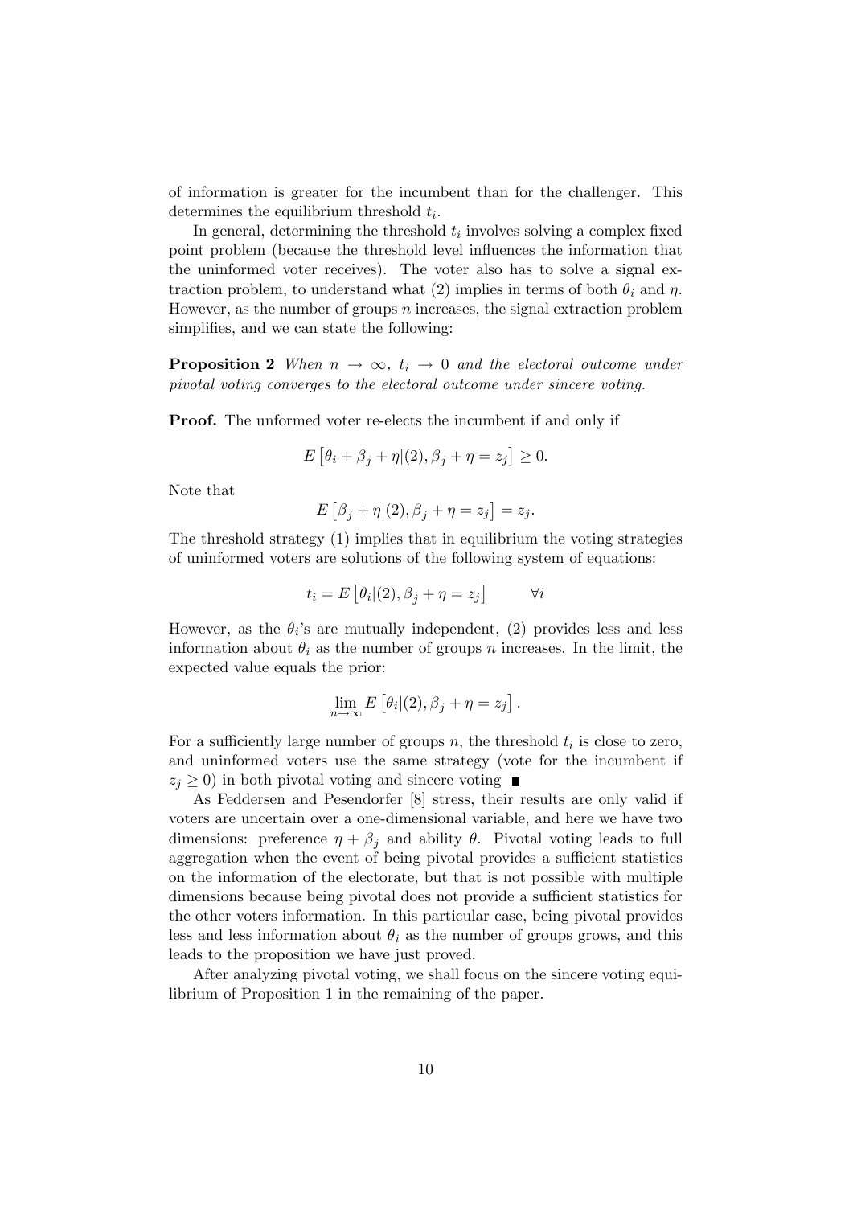of information is greater for the incumbent than for the challenger. This determines the equilibrium threshold $t_i$.

In general, determining the threshold $t_i$ involves solving a complex fixed point problem (because the threshold level influences the information that the uninformed voter receives). The voter also has to solve a signal extraction problem, to understand what (2) implies in terms of both $\theta_i$ and $\eta$. However, as the number of groups $n$ increases, the signal extraction problem simplifies, and we can state the following:

**Proposition 2** *When $n \to \infty$, $t_i \to 0$ and the electoral outcome under pivotal voting converges to the electoral outcome under sincere voting.*

**Proof.** The unformed voter re-elects the incumbent if and only if

$$E\left[\theta_i + \beta_j + \eta | (2), \beta_j + \eta = z_j\right] \geq 0.$$

Note that

$$E\left[\beta_j + \eta | (2), \beta_j + \eta = z_j\right] = z_j.$$

The threshold strategy (1) implies that in equilibrium the voting strategies of uninformed voters are solutions of the following system of equations:

$$t_i = E\left[\theta_i | (2), \beta_j + \eta = z_j\right] \qquad \forall i$$

However, as the $\theta_i$'s are mutually independent, (2) provides less and less information about $\theta_i$ as the number of groups $n$ increases. In the limit, the expected value equals the prior:

$$\lim_{n\to\infty} E\left[\theta_i | (2), \beta_j + \eta = z_j\right].$$

For a sufficiently large number of groups $n$, the threshold $t_i$ is close to zero, and uninformed voters use the same strategy (vote for the incumbent if $z_j \geq 0$) in both pivotal voting and sincere voting ■

As Feddersen and Pesendorfer [8] stress, their results are only valid if voters are uncertain over a one-dimensional variable, and here we have two dimensions: preference $\eta + \beta_j$ and ability $\theta$. Pivotal voting leads to full aggregation when the event of being pivotal provides a sufficient statistics on the information of the electorate, but that is not possible with multiple dimensions because being pivotal does not provide a sufficient statistics for the other voters information. In this particular case, being pivotal provides less and less information about $\theta_i$ as the number of groups grows, and this leads to the proposition we have just proved.

After analyzing pivotal voting, we shall focus on the sincere voting equilibrium of Proposition 1 in the remaining of the paper.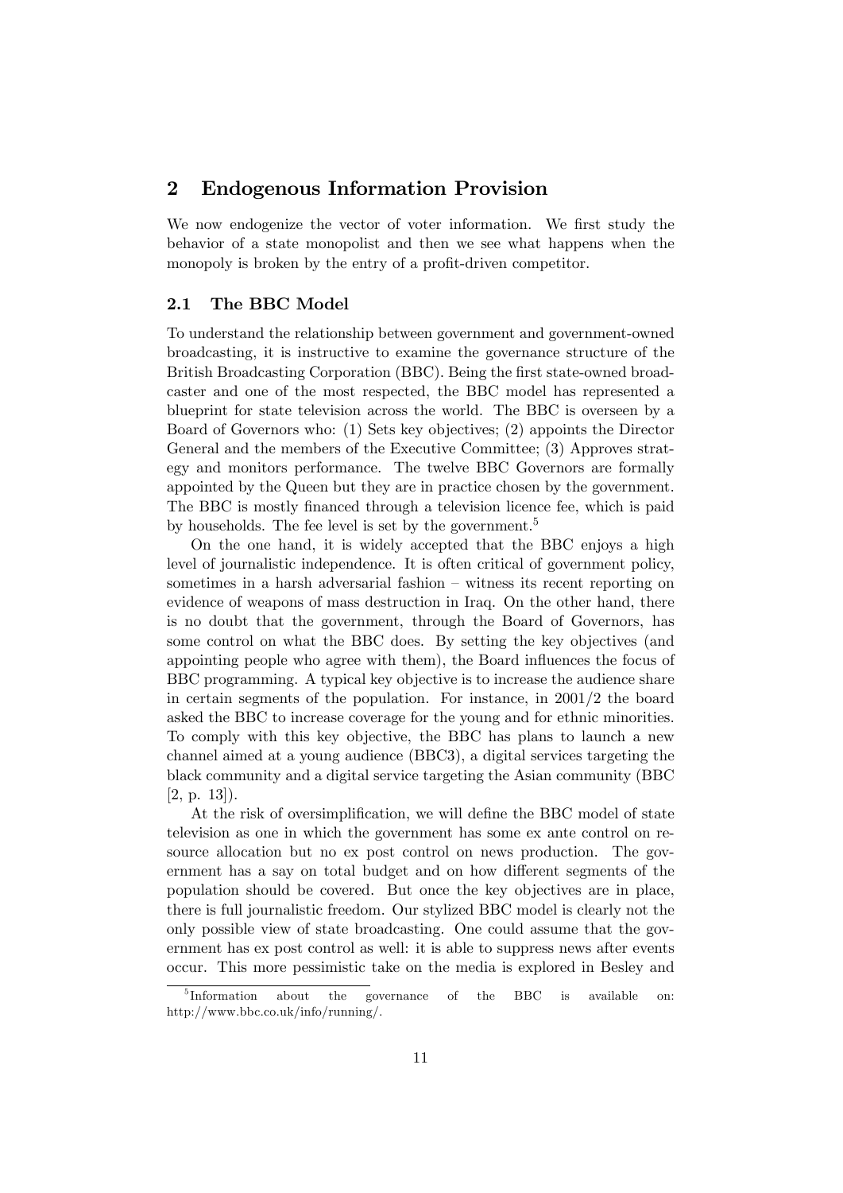## 2 Endogenous Information Provision

We now endogenize the vector of voter information. We first study the behavior of a state monopolist and then we see what happens when the monopoly is broken by the entry of a profit-driven competitor.

### 2.1 The BBC Model

To understand the relationship between government and government-owned broadcasting, it is instructive to examine the governance structure of the British Broadcasting Corporation (BBC). Being the first state-owned broadcaster and one of the most respected, the BBC model has represented a blueprint for state television across the world. The BBC is overseen by a Board of Governors who: (1) Sets key objectives; (2) appoints the Director General and the members of the Executive Committee; (3) Approves strategy and monitors performance. The twelve BBC Governors are formally appointed by the Queen but they are in practice chosen by the government. The BBC is mostly financed through a television licence fee, which is paid by households. The fee level is set by the government.[5]

On the one hand, it is widely accepted that the BBC enjoys a high level of journalistic independence. It is often critical of government policy, sometimes in a harsh adversarial fashion – witness its recent reporting on evidence of weapons of mass destruction in Iraq. On the other hand, there is no doubt that the government, through the Board of Governors, has some control on what the BBC does. By setting the key objectives (and appointing people who agree with them), the Board influences the focus of BBC programming. A typical key objective is to increase the audience share in certain segments of the population. For instance, in 2001/2 the board asked the BBC to increase coverage for the young and for ethnic minorities. To comply with this key objective, the BBC has plans to launch a new channel aimed at a young audience (BBC3), a digital services targeting the black community and a digital service targeting the Asian community (BBC [2, p. 13]).

At the risk of oversimplification, we will define the BBC model of state television as one in which the government has some ex ante control on resource allocation but no ex post control on news production. The government has a say on total budget and on how different segments of the population should be covered. But once the key objectives are in place, there is full journalistic freedom. Our stylized BBC model is clearly not the only possible view of state broadcasting. One could assume that the government has ex post control as well: it is able to suppress news after events occur. This more pessimistic take on the media is explored in Besley and

[5] Information about the governance of the BBC is available on: http://www.bbc.co.uk/info/running/.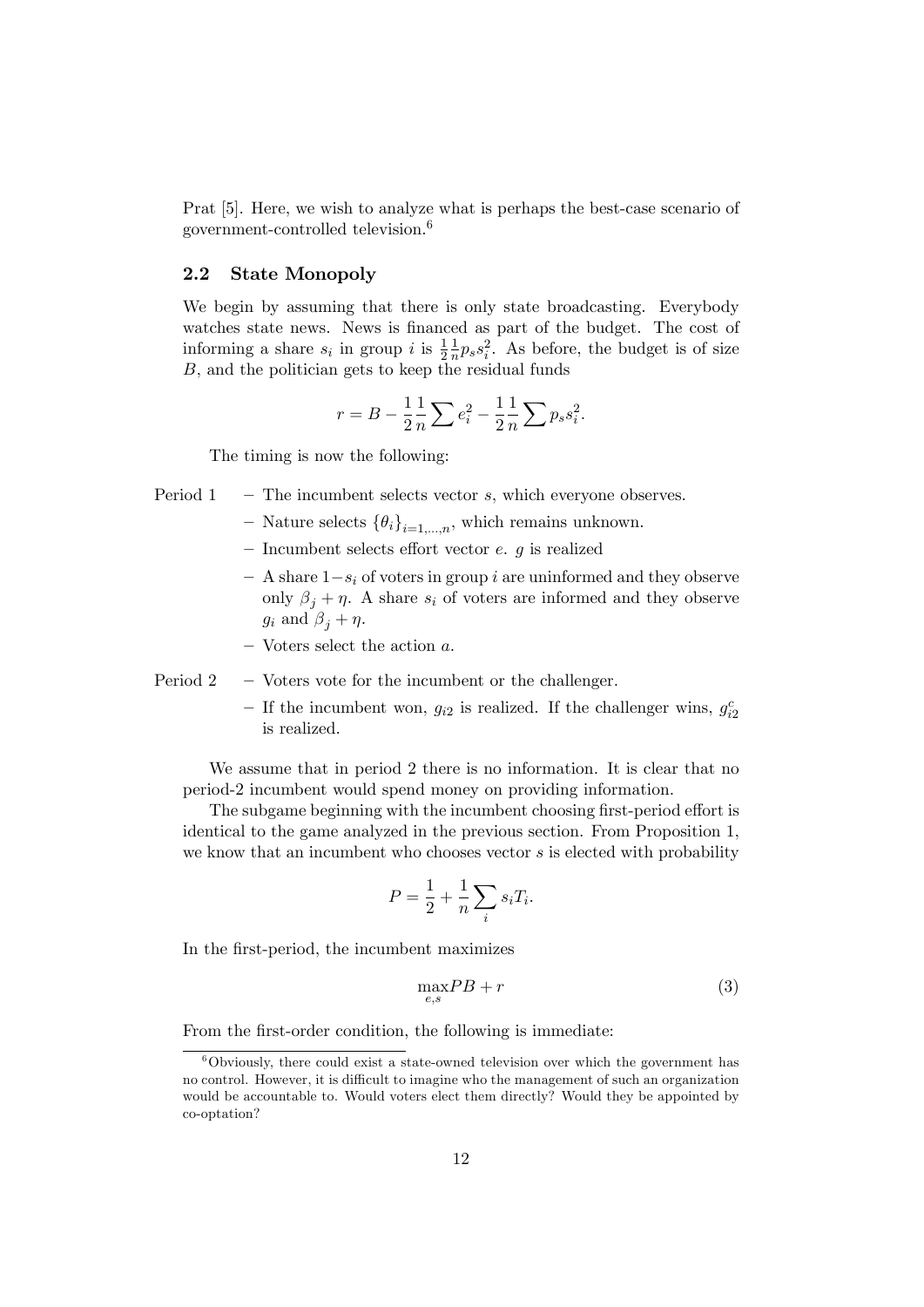Prat [5]. Here, we wish to analyze what is perhaps the best-case scenario of government-controlled television.[6]

### 2.2 State Monopoly

We begin by assuming that there is only state broadcasting. Everybody watches state news. News is financed as part of the budget. The cost of informing a share $s_i$ in group $i$ is $\frac{1}{2}\frac{1}{n}p_s s_i^2$. As before, the budget is of size $B$, and the politician gets to keep the residual funds

$$r = B - \frac{1}{2}\frac{1}{n}\sum e_i^2 - \frac{1}{2}\frac{1}{n}\sum p_s s_i^2.$$

The timing is now the following:

Period 1
- The incumbent selects vector $s$, which everyone observes.
- Nature selects $\{\theta_i\}_{i=1,\ldots,n}$, which remains unknown.
- Incumbent selects effort vector $e$. $g$ is realized
- A share $1-s_i$ of voters in group $i$ are uninformed and they observe only $\beta_j + \eta$. A share $s_i$ of voters are informed and they observe $g_i$ and $\beta_j + \eta$.
- Voters select the action $a$.

Period 2
- Voters vote for the incumbent or the challenger.
- If the incumbent won, $g_{i2}$ is realized. If the challenger wins, $g_{i2}^c$ is realized.

We assume that in period 2 there is no information. It is clear that no period-2 incumbent would spend money on providing information.

The subgame beginning with the incumbent choosing first-period effort is identical to the game analyzed in the previous section. From Proposition 1, we know that an incumbent who chooses vector $s$ is elected with probability

$$P = \frac{1}{2} + \frac{1}{n}\sum_i s_i T_i.$$

In the first-period, the incumbent maximizes

$$\max_{e,s} PB + r \tag{3}$$

From the first-order condition, the following is immediate:

[6] Obviously, there could exist a state-owned television over which the government has no control. However, it is difficult to imagine who the management of such an organization would be accountable to. Would voters elect them directly? Would they be appointed by co-optation?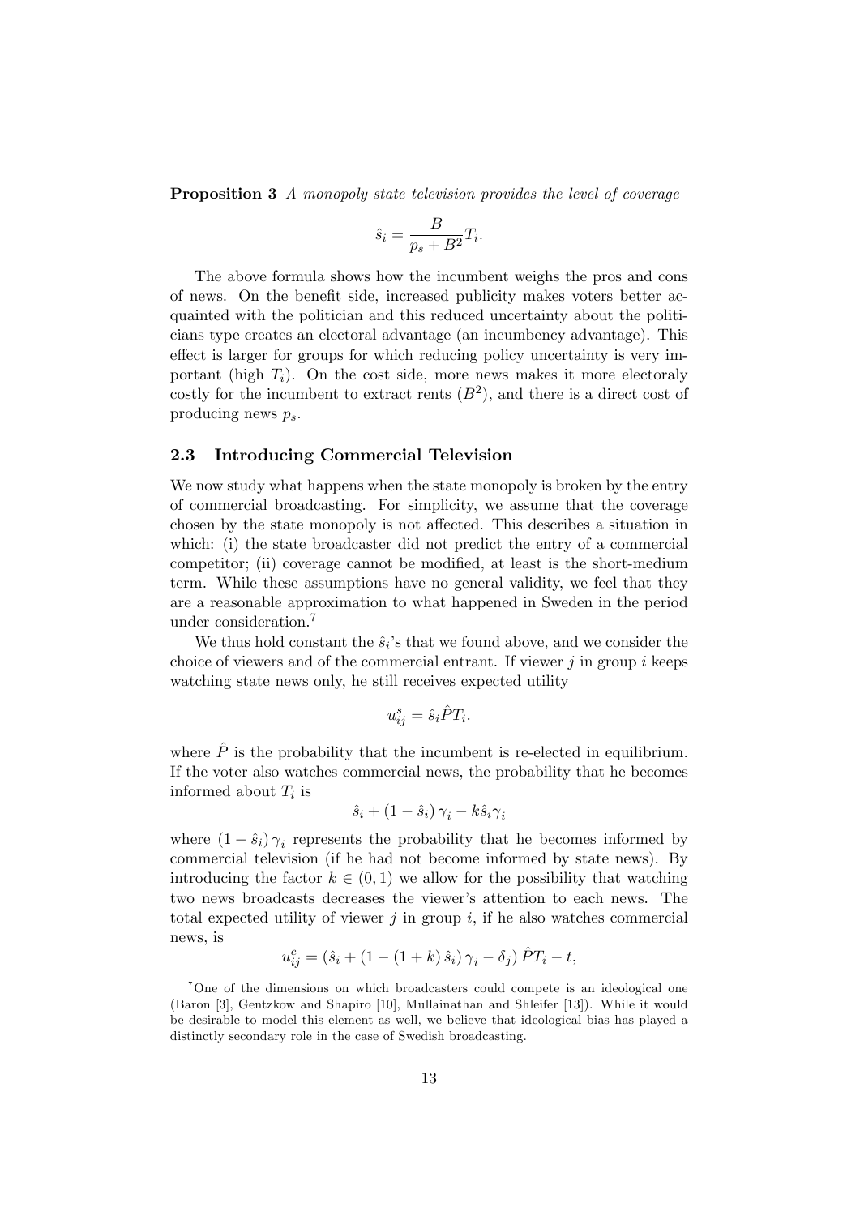**Proposition 3** *A monopoly state television provides the level of coverage*

$$\hat{s}_i = \frac{B}{p_s + B^2} T_i.$$

The above formula shows how the incumbent weighs the pros and cons of news. On the benefit side, increased publicity makes voters better acquainted with the politician and this reduced uncertainty about the politicians type creates an electoral advantage (an incumbency advantage). This effect is larger for groups for which reducing policy uncertainty is very important (high $T_i$). On the cost side, more news makes it more electoraly costly for the incumbent to extract rents ($B^2$), and there is a direct cost of producing news $p_s$.

### 2.3 Introducing Commercial Television

We now study what happens when the state monopoly is broken by the entry of commercial broadcasting. For simplicity, we assume that the coverage chosen by the state monopoly is not affected. This describes a situation in which: (i) the state broadcaster did not predict the entry of a commercial competitor; (ii) coverage cannot be modified, at least is the short-medium term. While these assumptions have no general validity, we feel that they are a reasonable approximation to what happened in Sweden in the period under consideration.[7]

We thus hold constant the $\hat{s}_i$'s that we found above, and we consider the choice of viewers and of the commercial entrant. If viewer $j$ in group $i$ keeps watching state news only, he still receives expected utility

$$u_{ij}^s = \hat{s}_i \hat{P} T_i.$$

where $\hat{P}$ is the probability that the incumbent is re-elected in equilibrium. If the voter also watches commercial news, the probability that he becomes informed about $T_i$ is

$$\hat{s}_i + (1 - \hat{s}_i) \gamma_i - k \hat{s}_i \gamma_i$$

where $(1 - \hat{s}_i) \gamma_i$ represents the probability that he becomes informed by commercial television (if he had not become informed by state news). By introducing the factor $k \in (0, 1)$ we allow for the possibility that watching two news broadcasts decreases the viewer's attention to each news. The total expected utility of viewer $j$ in group $i$, if he also watches commercial news, is

$$u_{ij}^c = (\hat{s}_i + (1 - (1 + k) \hat{s}_i) \gamma_i - \delta_j) \hat{P} T_i - t,$$

[7] One of the dimensions on which broadcasters could compete is an ideological one (Baron [3], Gentzkow and Shapiro [10], Mullainathan and Shleifer [13]). While it would be desirable to model this element as well, we believe that ideological bias has played a distinctly secondary role in the case of Swedish broadcasting.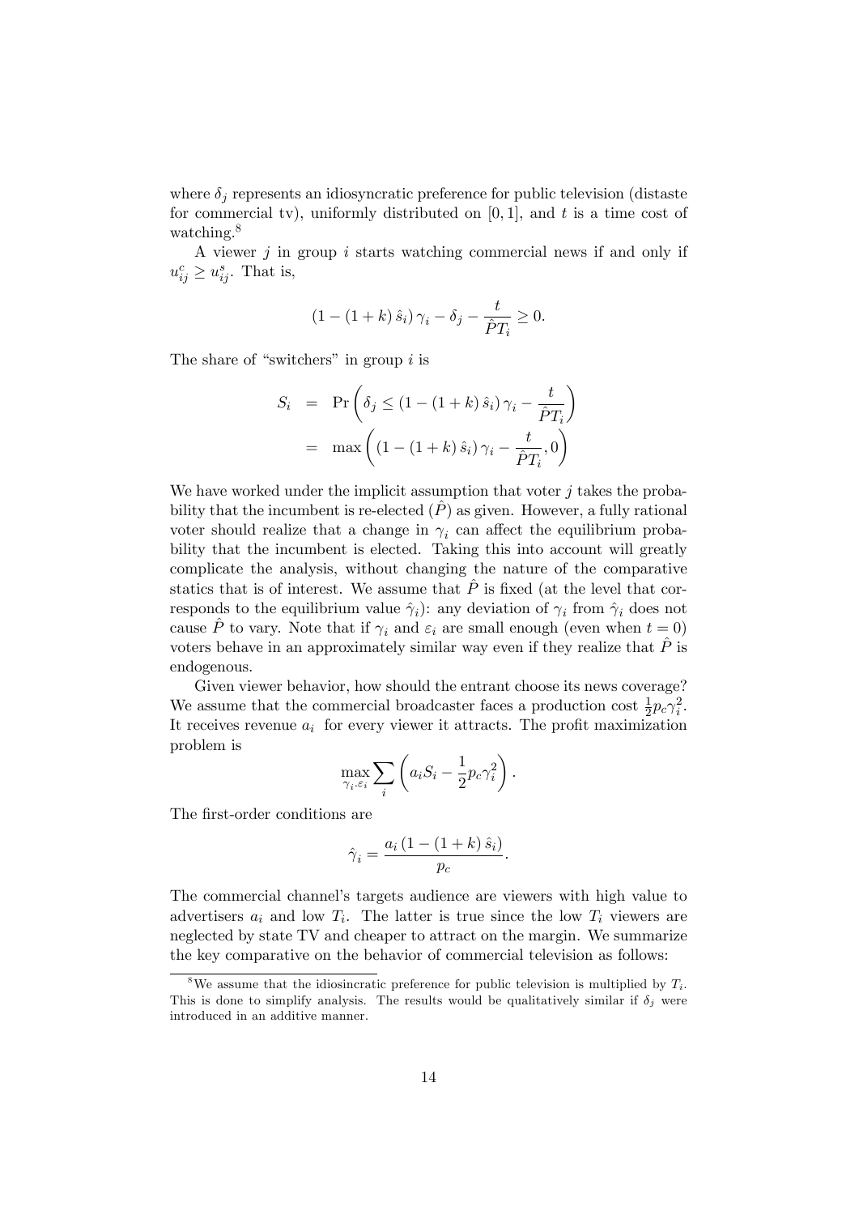where $\delta_j$ represents an idiosyncratic preference for public television (distaste for commercial tv), uniformly distributed on $[0, 1]$, and $t$ is a time cost of watching.[8]

A viewer $j$ in group $i$ starts watching commercial news if and only if $u^c_{ij} \geq u^s_{ij}$. That is,

$$\left(1 - (1 + k)\,\hat{s}_i\right)\gamma_i - \delta_j - \frac{t}{\hat{P}T_i} \geq 0.$$

The share of "switchers" in group $i$ is

$$\begin{aligned} S_i &= \Pr\left(\delta_j \leq \left(1 - (1 + k)\,\hat{s}_i\right)\gamma_i - \frac{t}{\hat{P}T_i}\right) \\ &= \max\left(\left(1 - (1 + k)\,\hat{s}_i\right)\gamma_i - \frac{t}{\hat{P}T_i}, 0\right) \end{aligned}$$

We have worked under the implicit assumption that voter $j$ takes the probability that the incumbent is re-elected ($\hat{P}$) as given. However, a fully rational voter should realize that a change in $\gamma_i$ can affect the equilibrium probability that the incumbent is elected. Taking this into account will greatly complicate the analysis, without changing the nature of the comparative statics that is of interest. We assume that $\hat{P}$ is fixed (at the level that corresponds to the equilibrium value $\hat{\gamma}_i$): any deviation of $\gamma_i$ from $\hat{\gamma}_i$ does not cause $\hat{P}$ to vary. Note that if $\gamma_i$ and $\varepsilon_i$ are small enough (even when $t = 0$) voters behave in an approximately similar way even if they realize that $\hat{P}$ is endogenous.

Given viewer behavior, how should the entrant choose its news coverage? We assume that the commercial broadcaster faces a production cost $\frac{1}{2}p_c\gamma_i^2$. It receives revenue $a_i$ for every viewer it attracts. The profit maximization problem is

$$\max_{\gamma_i,\varepsilon_i} \sum_i \left(a_i S_i - \frac{1}{2}p_c\gamma_i^2\right).$$

The first-order conditions are

$$\hat{\gamma}_i = \frac{a_i\left(1 - (1 + k)\,\hat{s}_i\right)}{p_c}.$$

The commercial channel's targets audience are viewers with high value to advertisers $a_i$ and low $T_i$. The latter is true since the low $T_i$ viewers are neglected by state TV and cheaper to attract on the margin. We summarize the key comparative on the behavior of commercial television as follows:

[8] We assume that the idiosincratic preference for public television is multiplied by $T_i$. This is done to simplify analysis. The results would be qualitatively similar if $\delta_j$ were introduced in an additive manner.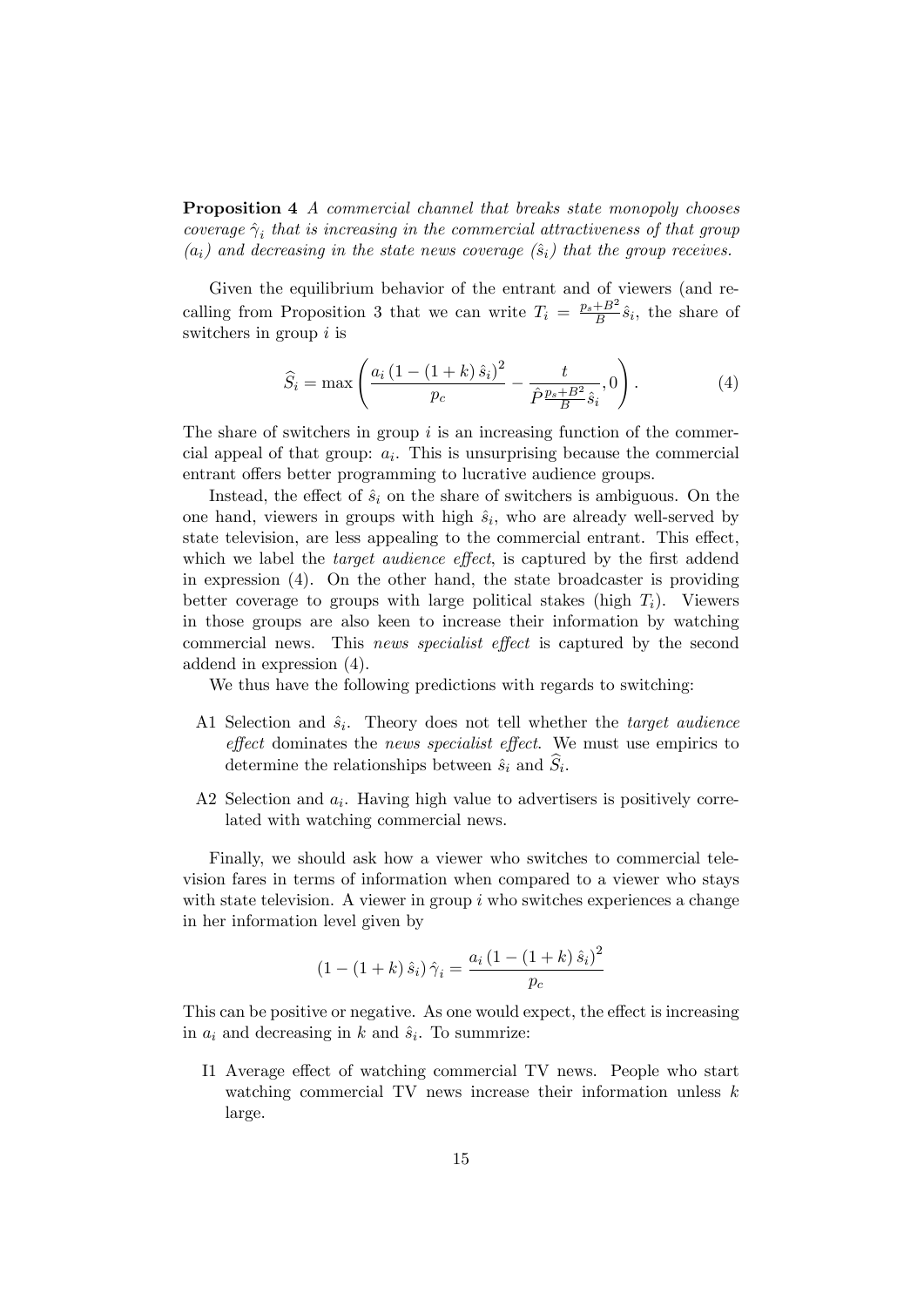**Proposition 4** *A commercial channel that breaks state monopoly chooses coverage $\hat{\gamma}_i$ that is increasing in the commercial attractiveness of that group $(a_i)$ and decreasing in the state news coverage $(\hat{s}_i)$ that the group receives.*

Given the equilibrium behavior of the entrant and of viewers (and recalling from Proposition 3 that we can write $T_i = \frac{p_s + B^2}{B} \hat{s}_i$, the share of switchers in group $i$ is

$$\widehat{S}_i = \max\left( \frac{a_i \left(1 - (1+k)\,\hat{s}_i\right)^2}{p_c} - \frac{t}{\hat{P} \frac{p_s + B^2}{B} \hat{s}_i}, 0 \right). \tag{4}$$

The share of switchers in group $i$ is an increasing function of the commercial appeal of that group: $a_i$. This is unsurprising because the commercial entrant offers better programming to lucrative audience groups.

Instead, the effect of $\hat{s}_i$ on the share of switchers is ambiguous. On the one hand, viewers in groups with high $\hat{s}_i$, who are already well-served by state television, are less appealing to the commercial entrant. This effect, which we label the *target audience effect*, is captured by the first addend in expression (4). On the other hand, the state broadcaster is providing better coverage to groups with large political stakes (high $T_i$). Viewers in those groups are also keen to increase their information by watching commercial news. This *news specialist effect* is captured by the second addend in expression (4).

We thus have the following predictions with regards to switching:

- A1 Selection and $\hat{s}_i$. Theory does not tell whether the *target audience effect* dominates the *news specialist effect*. We must use empirics to determine the relationships between $\hat{s}_i$ and $\widehat{S}_i$.
- A2 Selection and $a_i$. Having high value to advertisers is positively correlated with watching commercial news.

Finally, we should ask how a viewer who switches to commercial television fares in terms of information when compared to a viewer who stays with state television. A viewer in group $i$ who switches experiences a change in her information level given by

$$\left(1 - (1+k)\,\hat{s}_i\right) \hat{\gamma}_i = \frac{a_i \left(1 - (1+k)\,\hat{s}_i\right)^2}{p_c}$$

This can be positive or negative. As one would expect, the effect is increasing in $a_i$ and decreasing in $k$ and $\hat{s}_i$. To summrize:

- I1 Average effect of watching commercial TV news. People who start watching commercial TV news increase their information unless $k$ large.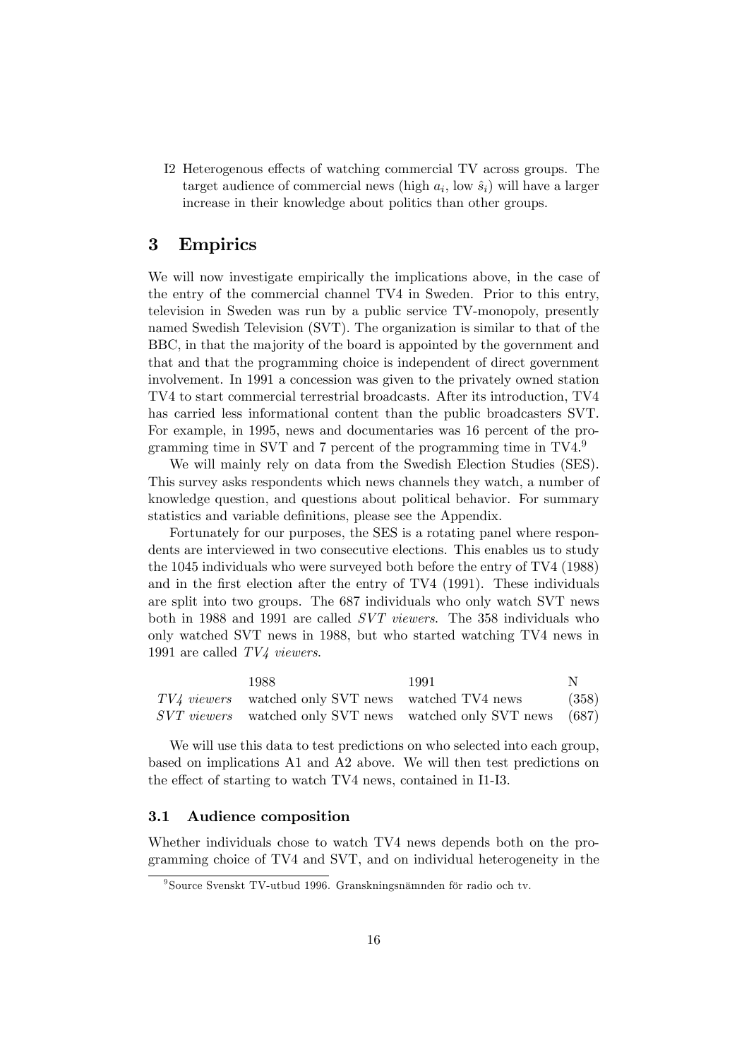I2 Heterogenous effects of watching commercial TV across groups. The target audience of commercial news (high $a_i$, low $\hat{s}_i$) will have a larger increase in their knowledge about politics than other groups.

## 3 Empirics

We will now investigate empirically the implications above, in the case of the entry of the commercial channel TV4 in Sweden. Prior to this entry, television in Sweden was run by a public service TV-monopoly, presently named Swedish Television (SVT). The organization is similar to that of the BBC, in that the majority of the board is appointed by the government and that and that the programming choice is independent of direct government involvement. In 1991 a concession was given to the privately owned station TV4 to start commercial terrestrial broadcasts. After its introduction, TV4 has carried less informational content than the public broadcasters SVT. For example, in 1995, news and documentaries was 16 percent of the programming time in SVT and 7 percent of the programming time in TV4.[9]

We will mainly rely on data from the Swedish Election Studies (SES). This survey asks respondents which news channels they watch, a number of knowledge question, and questions about political behavior. For summary statistics and variable definitions, please see the Appendix.

Fortunately for our purposes, the SES is a rotating panel where respondents are interviewed in two consecutive elections. This enables us to study the 1045 individuals who were surveyed both before the entry of TV4 (1988) and in the first election after the entry of TV4 (1991). These individuals are split into two groups. The 687 individuals who only watch SVT news both in 1988 and 1991 are called *SVT viewers*. The 358 individuals who only watched SVT news in 1988, but who started watching TV4 news in 1991 are called *TV4 viewers*.

| | 1988 | 1991 | N |
|---|---|---|---|
| *TV4 viewers* | watched only SVT news | watched TV4 news | (358) |
| *SVT viewers* | watched only SVT news | watched only SVT news | (687) |

We will use this data to test predictions on who selected into each group, based on implications A1 and A2 above. We will then test predictions on the effect of starting to watch TV4 news, contained in I1-I3.

### 3.1 Audience composition

Whether individuals chose to watch TV4 news depends both on the programming choice of TV4 and SVT, and on individual heterogeneity in the

[9] Source Svenskt TV-utbud 1996. Granskningsnämnden för radio och tv.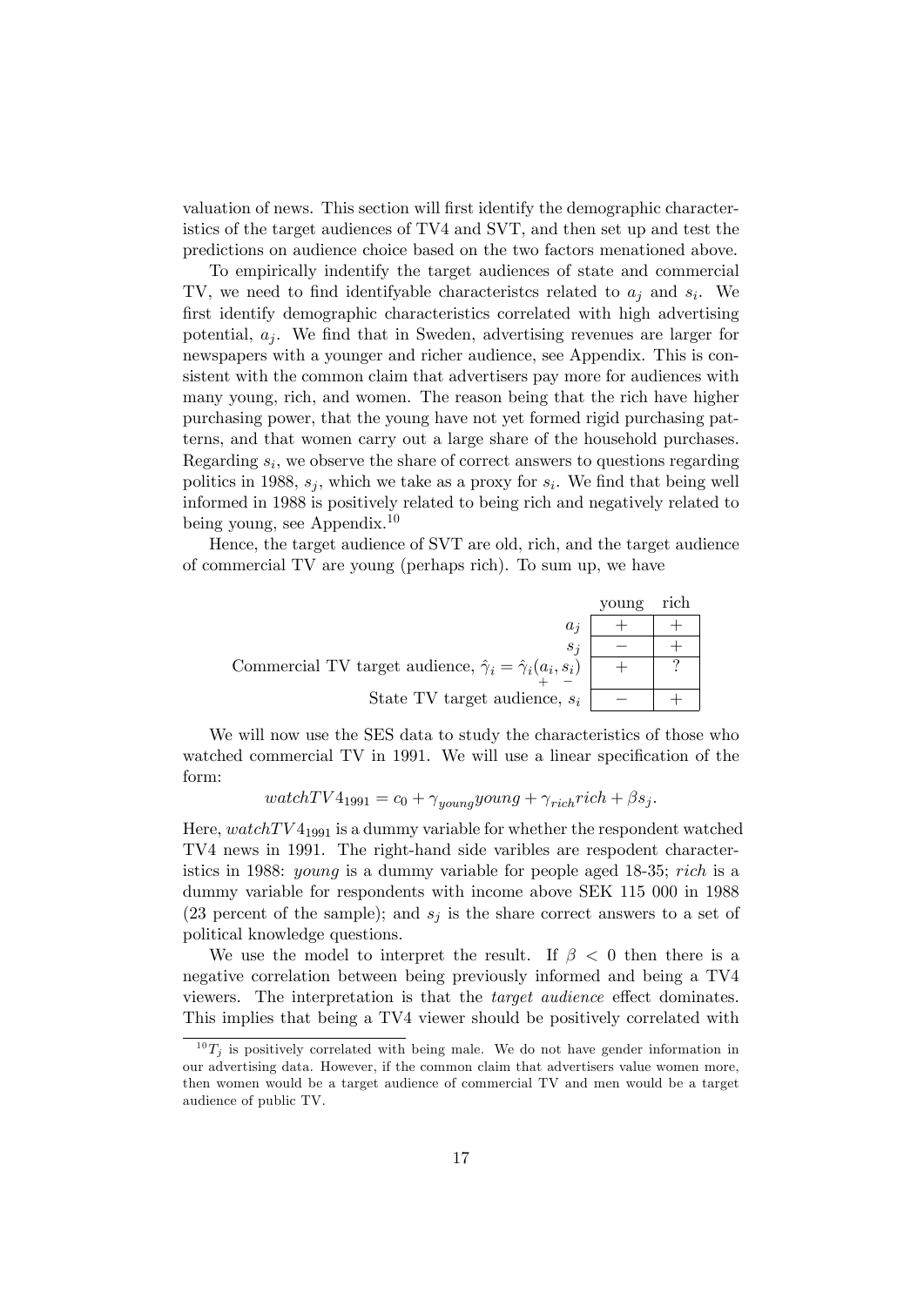valuation of news. This section will first identify the demographic characteristics of the target audiences of TV4 and SVT, and then set up and test the predictions on audience choice based on the two factors menationed above.

To empirically indentify the target audiences of state and commercial TV, we need to find identifyable characteristcs related to $a_j$ and $s_i$. We first identify demographic characteristics correlated with high advertising potential, $a_j$. We find that in Sweden, advertising revenues are larger for newspapers with a younger and richer audience, see Appendix. This is consistent with the common claim that advertisers pay more for audiences with many young, rich, and women. The reason being that the rich have higher purchasing power, that the young have not yet formed rigid purchasing patterns, and that women carry out a large share of the household purchases. Regarding $s_i$, we observe the share of correct answers to questions regarding politics in 1988, $s_j$, which we take as a proxy for $s_i$. We find that being well informed in 1988 is positively related to being rich and negatively related to being young, see Appendix.[10]

Hence, the target audience of SVT are old, rich, and the target audience of commercial TV are young (perhaps rich). To sum up, we have

| | young | rich |
|---|---|---|
| $a_j$ | + | + |
| $s_j$ | − | + |
| Commercial TV target audience, $\hat{\gamma}_i = \hat{\gamma}_i(\underset{+}{a_i}, \underset{-}{s_i})$ | + | ? |
| State TV target audience, $s_i$ | − | + |

We will now use the SES data to study the characteristics of those who watched commercial TV in 1991. We will use a linear specification of the form:

$$watchTV4_{1991} = c_0 + \gamma_{young} young + \gamma_{rich} rich + \beta s_j.$$

Here, $watchTV4_{1991}$ is a dummy variable for whether the respondent watched TV4 news in 1991. The right-hand side varibles are respodent characteristics in 1988: *young* is a dummy variable for people aged 18-35; *rich* is a dummy variable for respondents with income above SEK 115 000 in 1988 (23 percent of the sample); and $s_j$ is the share correct answers to a set of political knowledge questions.

We use the model to interpret the result. If $\beta < 0$ then there is a negative correlation between being previously informed and being a TV4 viewers. The interpretation is that the *target audience* effect dominates. This implies that being a TV4 viewer should be positively correlated with

[10] $T_j$ is positively correlated with being male. We do not have gender information in our advertising data. However, if the common claim that advertisers value women more, then women would be a target audience of commercial TV and men would be a target audience of public TV.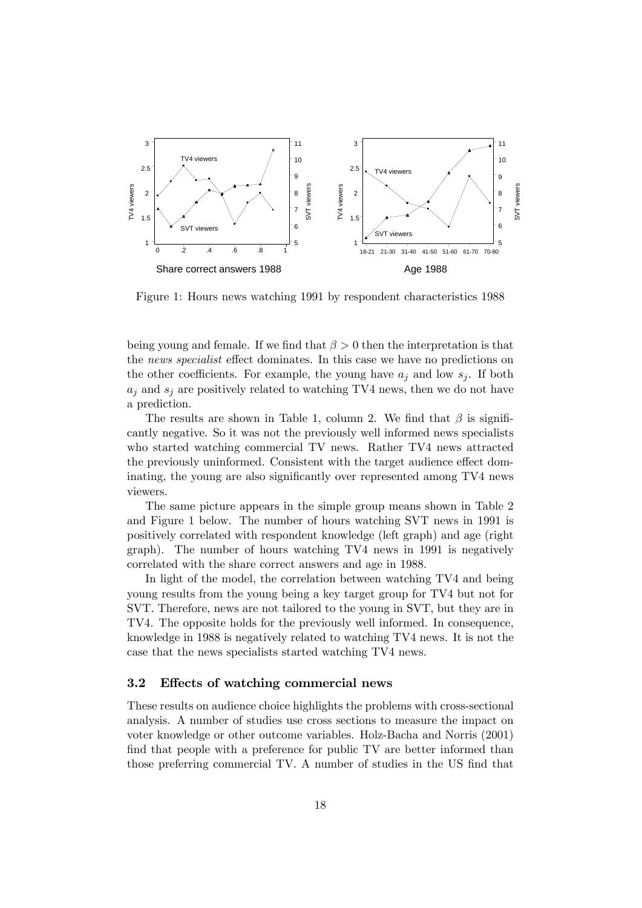Figure 1: Hours news watching 1991 by respondent characteristics 1988

being young and female. If we find that $\beta > 0$ then the interpretation is that the *news specialist* effect dominates. In this case we have no predictions on the other coefficients. For example, the young have $a_j$ and low $s_j$. If both $a_j$ and $s_j$ are positively related to watching TV4 news, then we do not have a prediction.

The results are shown in Table 1, column 2. We find that $\beta$ is significantly negative. So it was not the previously well informed news specialists who started watching commercial TV news. Rather TV4 news attracted the previously uninformed. Consistent with the target audience effect dominating, the young are also significantly over represented among TV4 news viewers.

The same picture appears in the simple group means shown in Table 2 and Figure 1 below. The number of hours watching SVT news in 1991 is positively correlated with respondent knowledge (left graph) and age (right graph). The number of hours watching TV4 news in 1991 is negatively correlated with the share correct answers and age in 1988.

In light of the model, the correlation between watching TV4 and being young results from the young being a key target group for TV4 but not for SVT. Therefore, news are not tailored to the young in SVT, but they are in TV4. The opposite holds for the previously well informed. In consequence, knowledge in 1988 is negatively related to watching TV4 news. It is not the case that the news specialists started watching TV4 news.

### 3.2 Effects of watching commercial news

These results on audience choice highlights the problems with cross-sectional analysis. A number of studies use cross sections to measure the impact on voter knowledge or other outcome variables. Holz-Bacha and Norris (2001) find that people with a preference for public TV are better informed than those preferring commercial TV. A number of studies in the US find that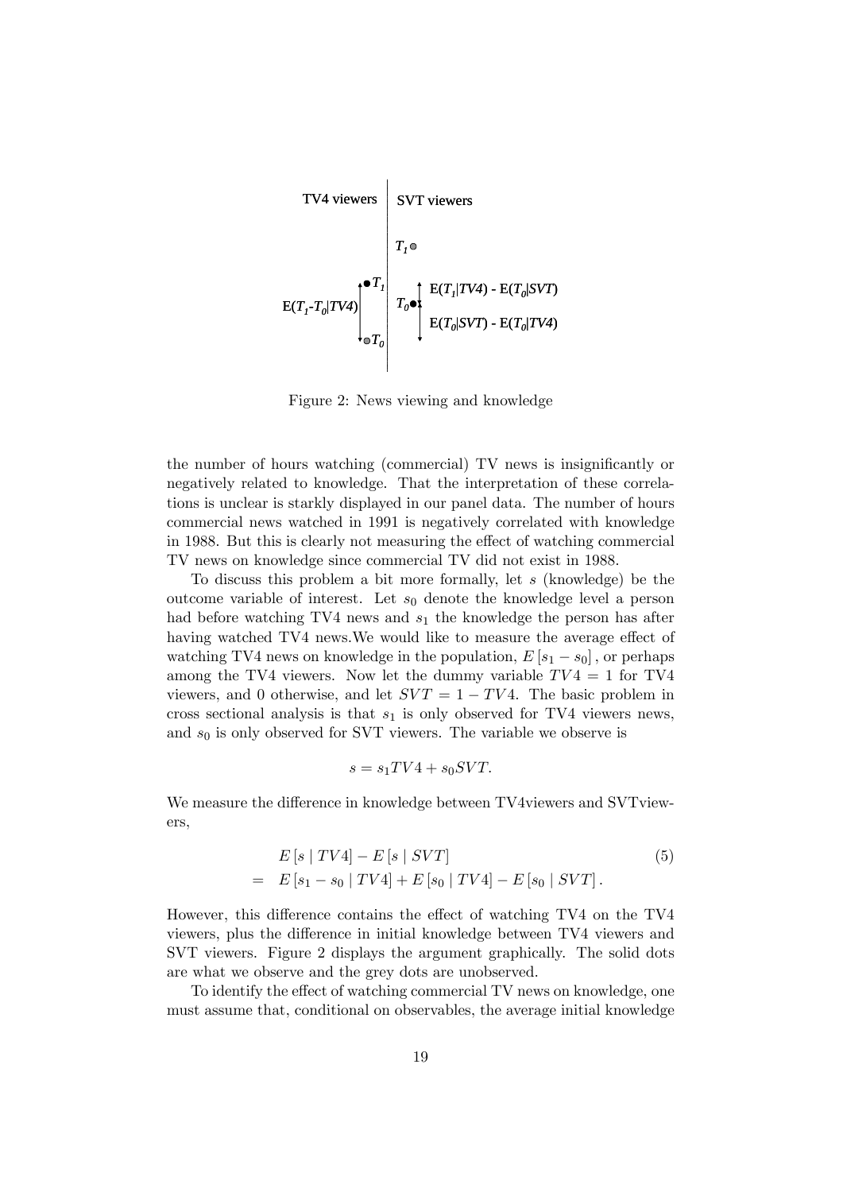TV4 viewers | SVT viewers

$T_1$

$E(T_1 - T_0|TV4)$ $\quad T_1 \quad T_0 \quad E(T_1|TV4) - E(T_0|SVT)$

$E(T_0|SVT) - E(T_0|TV4)$

$T_0$

Figure 2: News viewing and knowledge

the number of hours watching (commercial) TV news is insignificantly or negatively related to knowledge. That the interpretation of these correlations is unclear is starkly displayed in our panel data. The number of hours commercial news watched in 1991 is negatively correlated with knowledge in 1988. But this is clearly not measuring the effect of watching commercial TV news on knowledge since commercial TV did not exist in 1988.

To discuss this problem a bit more formally, let $s$ (knowledge) be the outcome variable of interest. Let $s_0$ denote the knowledge level a person had before watching TV4 news and $s_1$ the knowledge the person has after having watched TV4 news.We would like to measure the average effect of watching TV4 news on knowledge in the population, $E[s_1 - s_0]$, or perhaps among the TV4 viewers. Now let the dummy variable $TV4 = 1$ for TV4 viewers, and 0 otherwise, and let $SVT = 1 - TV4$. The basic problem in cross sectional analysis is that $s_1$ is only observed for TV4 viewers news, and $s_0$ is only observed for SVT viewers. The variable we observe is

$$s = s_1 TV4 + s_0 SVT.$$

We measure the difference in knowledge between TV4viewers and SVTviewers,

$$\begin{aligned} & E[s \mid TV4] - E[s \mid SVT] \\ = \;& E[s_1 - s_0 \mid TV4] + E[s_0 \mid TV4] - E[s_0 \mid SVT]. \end{aligned} \tag{5}$$

However, this difference contains the effect of watching TV4 on the TV4 viewers, plus the difference in initial knowledge between TV4 viewers and SVT viewers. Figure 2 displays the argument graphically. The solid dots are what we observe and the grey dots are unobserved.

To identify the effect of watching commercial TV news on knowledge, one must assume that, conditional on observables, the average initial knowledge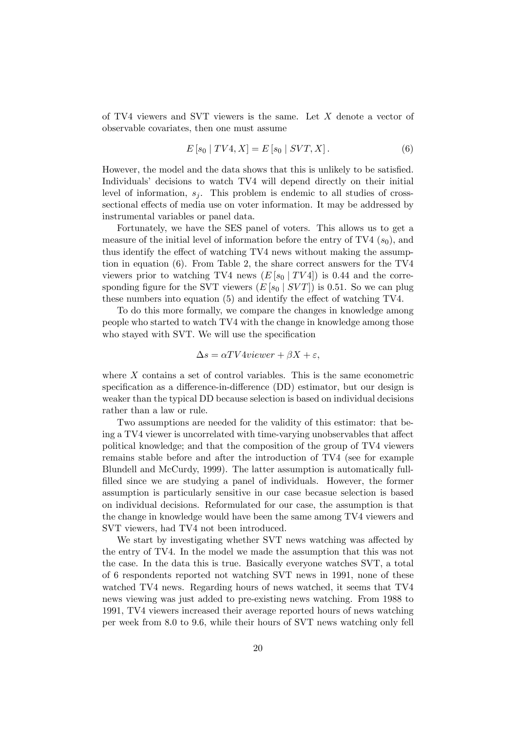of TV4 viewers and SVT viewers is the same. Let $X$ denote a vector of observable covariates, then one must assume

$$E[s_0 \mid TV4, X] = E[s_0 \mid SVT, X]. \tag{6}$$

However, the model and the data shows that this is unlikely to be satisfied. Individuals' decisions to watch TV4 will depend directly on their initial level of information, $s_j$. This problem is endemic to all studies of cross-sectional effects of media use on voter information. It may be addressed by instrumental variables or panel data.

Fortunately, we have the SES panel of voters. This allows us to get a measure of the initial level of information before the entry of TV4 ($s_0$), and thus identify the effect of watching TV4 news without making the assumption in equation (6). From Table 2, the share correct answers for the TV4 viewers prior to watching TV4 news ($E[s_0 \mid TV4]$) is 0.44 and the corresponding figure for the SVT viewers ($E[s_0 \mid SVT]$) is 0.51. So we can plug these numbers into equation (5) and identify the effect of watching TV4.

To do this more formally, we compare the changes in knowledge among people who started to watch TV4 with the change in knowledge among those who stayed with SVT. We will use the specification

$$\Delta s = \alpha TV4viewer + \beta X + \varepsilon,$$

where $X$ contains a set of control variables. This is the same econometric specification as a difference-in-difference (DD) estimator, but our design is weaker than the typical DD because selection is based on individual decisions rather than a law or rule.

Two assumptions are needed for the validity of this estimator: that being a TV4 viewer is uncorrelated with time-varying unobservables that affect political knowledge; and that the composition of the group of TV4 viewers remains stable before and after the introduction of TV4 (see for example Blundell and McCurdy, 1999). The latter assumption is automatically fullfilled since we are studying a panel of individuals. However, the former assumption is particularly sensitive in our case becasue selection is based on individual decisions. Reformulated for our case, the assumption is that the change in knowledge would have been the same among TV4 viewers and SVT viewers, had TV4 not been introduced.

We start by investigating whether SVT news watching was affected by the entry of TV4. In the model we made the assumption that this was not the case. In the data this is true. Basically everyone watches SVT, a total of 6 respondents reported not watching SVT news in 1991, none of these watched TV4 news. Regarding hours of news watched, it seems that TV4 news viewing was just added to pre-existing news watching. From 1988 to 1991, TV4 viewers increased their average reported hours of news watching per week from 8.0 to 9.6, while their hours of SVT news watching only fell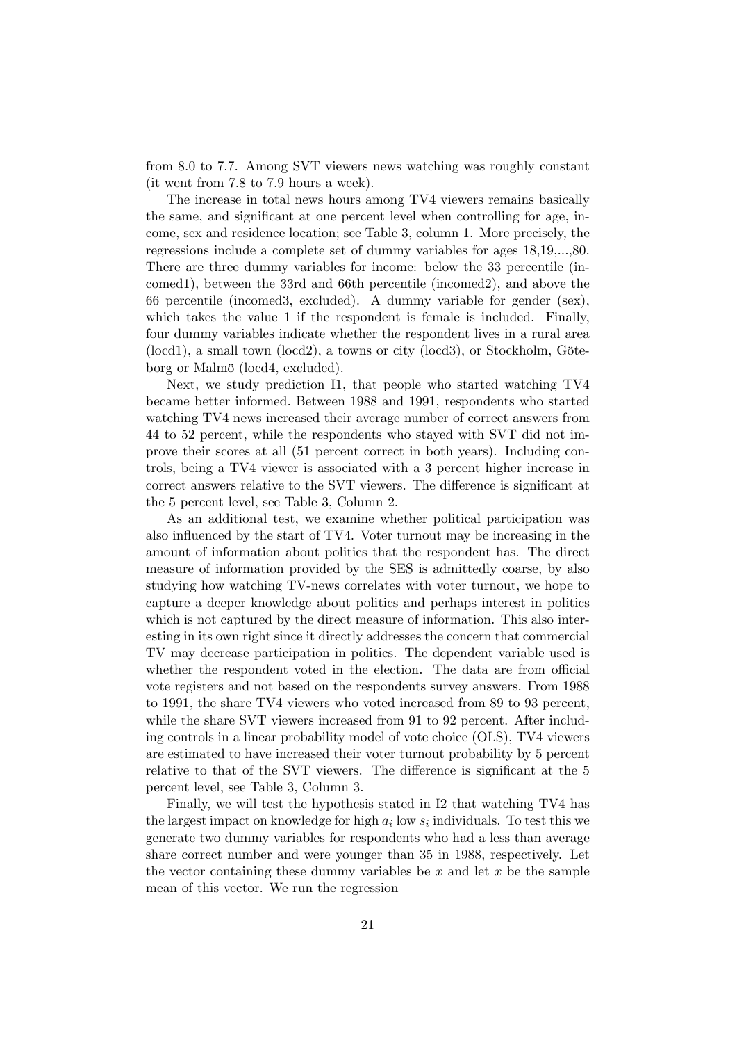from 8.0 to 7.7. Among SVT viewers news watching was roughly constant (it went from 7.8 to 7.9 hours a week).

The increase in total news hours among TV4 viewers remains basically the same, and significant at one percent level when controlling for age, income, sex and residence location; see Table 3, column 1. More precisely, the regressions include a complete set of dummy variables for ages 18,19,...,80. There are three dummy variables for income: below the 33 percentile (incomed1), between the 33rd and 66th percentile (incomed2), and above the 66 percentile (incomed3, excluded). A dummy variable for gender (sex), which takes the value 1 if the respondent is female is included. Finally, four dummy variables indicate whether the respondent lives in a rural area (locd1), a small town (locd2), a towns or city (locd3), or Stockholm, Göteborg or Malmö (locd4, excluded).

Next, we study prediction I1, that people who started watching TV4 became better informed. Between 1988 and 1991, respondents who started watching TV4 news increased their average number of correct answers from 44 to 52 percent, while the respondents who stayed with SVT did not improve their scores at all (51 percent correct in both years). Including controls, being a TV4 viewer is associated with a 3 percent higher increase in correct answers relative to the SVT viewers. The difference is significant at the 5 percent level, see Table 3, Column 2.

As an additional test, we examine whether political participation was also influenced by the start of TV4. Voter turnout may be increasing in the amount of information about politics that the respondent has. The direct measure of information provided by the SES is admittedly coarse, by also studying how watching TV-news correlates with voter turnout, we hope to capture a deeper knowledge about politics and perhaps interest in politics which is not captured by the direct measure of information. This also interesting in its own right since it directly addresses the concern that commercial TV may decrease participation in politics. The dependent variable used is whether the respondent voted in the election. The data are from official vote registers and not based on the respondents survey answers. From 1988 to 1991, the share TV4 viewers who voted increased from 89 to 93 percent, while the share SVT viewers increased from 91 to 92 percent. After including controls in a linear probability model of vote choice (OLS), TV4 viewers are estimated to have increased their voter turnout probability by 5 percent relative to that of the SVT viewers. The difference is significant at the 5 percent level, see Table 3, Column 3.

Finally, we will test the hypothesis stated in I2 that watching TV4 has the largest impact on knowledge for high $a_i$ low $s_i$ individuals. To test this we generate two dummy variables for respondents who had a less than average share correct number and were younger than 35 in 1988, respectively. Let the vector containing these dummy variables be $x$ and let $\overline{x}$ be the sample mean of this vector. We run the regression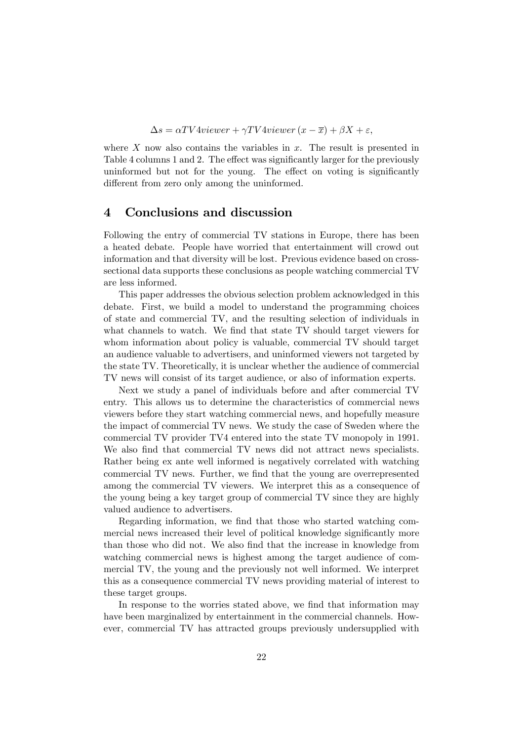$$\Delta s = \alpha TV4viewer + \gamma TV4viewer\,(x - \overline{x}) + \beta X + \varepsilon,$$

where $X$ now also contains the variables in $x$. The result is presented in Table 4 columns 1 and 2. The effect was significantly larger for the previously uninformed but not for the young. The effect on voting is significantly different from zero only among the uninformed.

## 4 Conclusions and discussion

Following the entry of commercial TV stations in Europe, there has been a heated debate. People have worried that entertainment will crowd out information and that diversity will be lost. Previous evidence based on cross-sectional data supports these conclusions as people watching commercial TV are less informed.

This paper addresses the obvious selection problem acknowledged in this debate. First, we build a model to understand the programming choices of state and commercial TV, and the resulting selection of individuals in what channels to watch. We find that state TV should target viewers for whom information about policy is valuable, commercial TV should target an audience valuable to advertisers, and uninformed viewers not targeted by the state TV. Theoretically, it is unclear whether the audience of commercial TV news will consist of its target audience, or also of information experts.

Next we study a panel of individuals before and after commercial TV entry. This allows us to determine the characteristics of commercial news viewers before they start watching commercial news, and hopefully measure the impact of commercial TV news. We study the case of Sweden where the commercial TV provider TV4 entered into the state TV monopoly in 1991. We also find that commercial TV news did not attract news specialists. Rather being ex ante well informed is negatively correlated with watching commercial TV news. Further, we find that the young are overrepresented among the commercial TV viewers. We interpret this as a consequence of the young being a key target group of commercial TV since they are highly valued audience to advertisers.

Regarding information, we find that those who started watching commercial news increased their level of political knowledge significantly more than those who did not. We also find that the increase in knowledge from watching commercial news is highest among the target audience of commercial TV, the young and the previously not well informed. We interpret this as a consequence commercial TV news providing material of interest to these target groups.

In response to the worries stated above, we find that information may have been marginalized by entertainment in the commercial channels. However, commercial TV has attracted groups previously undersupplied with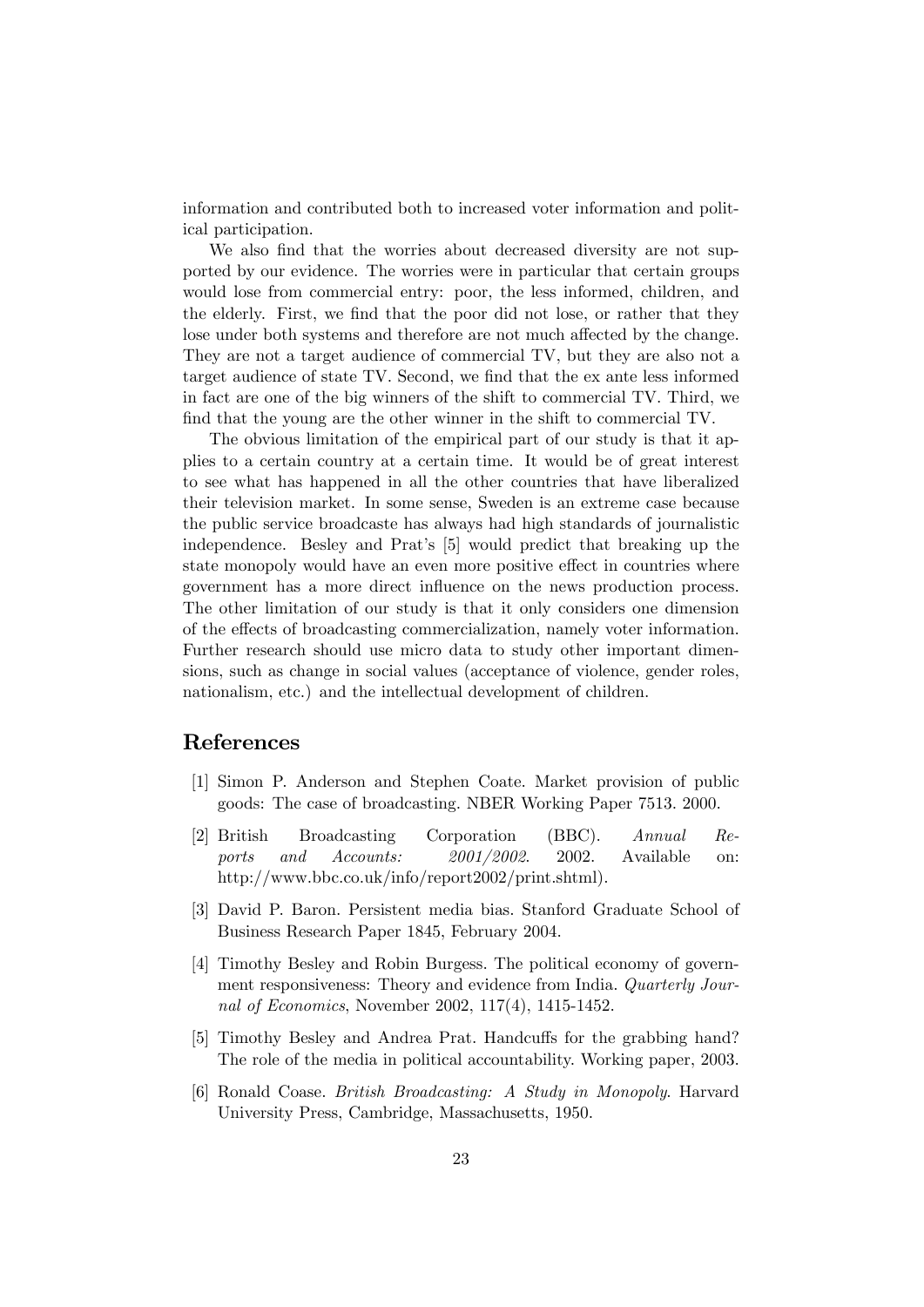information and contributed both to increased voter information and political participation.

We also find that the worries about decreased diversity are not supported by our evidence. The worries were in particular that certain groups would lose from commercial entry: poor, the less informed, children, and the elderly. First, we find that the poor did not lose, or rather that they lose under both systems and therefore are not much affected by the change. They are not a target audience of commercial TV, but they are also not a target audience of state TV. Second, we find that the ex ante less informed in fact are one of the big winners of the shift to commercial TV. Third, we find that the young are the other winner in the shift to commercial TV.

The obvious limitation of the empirical part of our study is that it applies to a certain country at a certain time. It would be of great interest to see what has happened in all the other countries that have liberalized their television market. In some sense, Sweden is an extreme case because the public service broadcaste has always had high standards of journalistic independence. Besley and Prat's [5] would predict that breaking up the state monopoly would have an even more positive effect in countries where government has a more direct influence on the news production process. The other limitation of our study is that it only considers one dimension of the effects of broadcasting commercialization, namely voter information. Further research should use micro data to study other important dimensions, such as change in social values (acceptance of violence, gender roles, nationalism, etc.) and the intellectual development of children.

## References

[1] Simon P. Anderson and Stephen Coate. Market provision of public goods: The case of broadcasting. NBER Working Paper 7513. 2000.

[2] British Broadcasting Corporation (BBC). *Annual Reports and Accounts: 2001/2002*. 2002. Available on: http://www.bbc.co.uk/info/report2002/print.shtml).

[3] David P. Baron. Persistent media bias. Stanford Graduate School of Business Research Paper 1845, February 2004.

[4] Timothy Besley and Robin Burgess. The political economy of government responsiveness: Theory and evidence from India. *Quarterly Journal of Economics*, November 2002, 117(4), 1415-1452.

[5] Timothy Besley and Andrea Prat. Handcuffs for the grabbing hand? The role of the media in political accountability. Working paper, 2003.

[6] Ronald Coase. *British Broadcasting: A Study in Monopoly*. Harvard University Press, Cambridge, Massachusetts, 1950.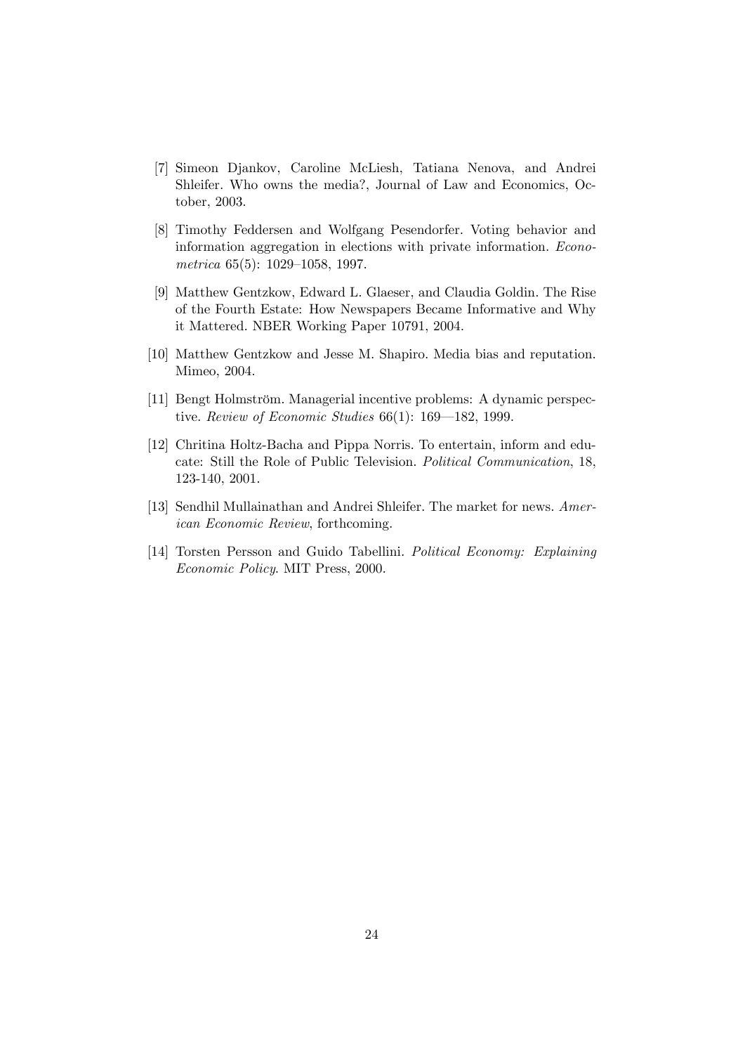[7] Simeon Djankov, Caroline McLiesh, Tatiana Nenova, and Andrei Shleifer. Who owns the media?, Journal of Law and Economics, October, 2003.

[8] Timothy Feddersen and Wolfgang Pesendorfer. Voting behavior and information aggregation in elections with private information. *Econometrica* 65(5): 1029–1058, 1997.

[9] Matthew Gentzkow, Edward L. Glaeser, and Claudia Goldin. The Rise of the Fourth Estate: How Newspapers Became Informative and Why it Mattered. NBER Working Paper 10791, 2004.

[10] Matthew Gentzkow and Jesse M. Shapiro. Media bias and reputation. Mimeo, 2004.

[11] Bengt Holmström. Managerial incentive problems: A dynamic perspective. *Review of Economic Studies* 66(1): 169—182, 1999.

[12] Chritina Holtz-Bacha and Pippa Norris. To entertain, inform and educate: Still the Role of Public Television. *Political Communication*, 18, 123-140, 2001.

[13] Sendhil Mullainathan and Andrei Shleifer. The market for news. *American Economic Review*, forthcoming.

[14] Torsten Persson and Guido Tabellini. *Political Economy: Explaining Economic Policy*. MIT Press, 2000.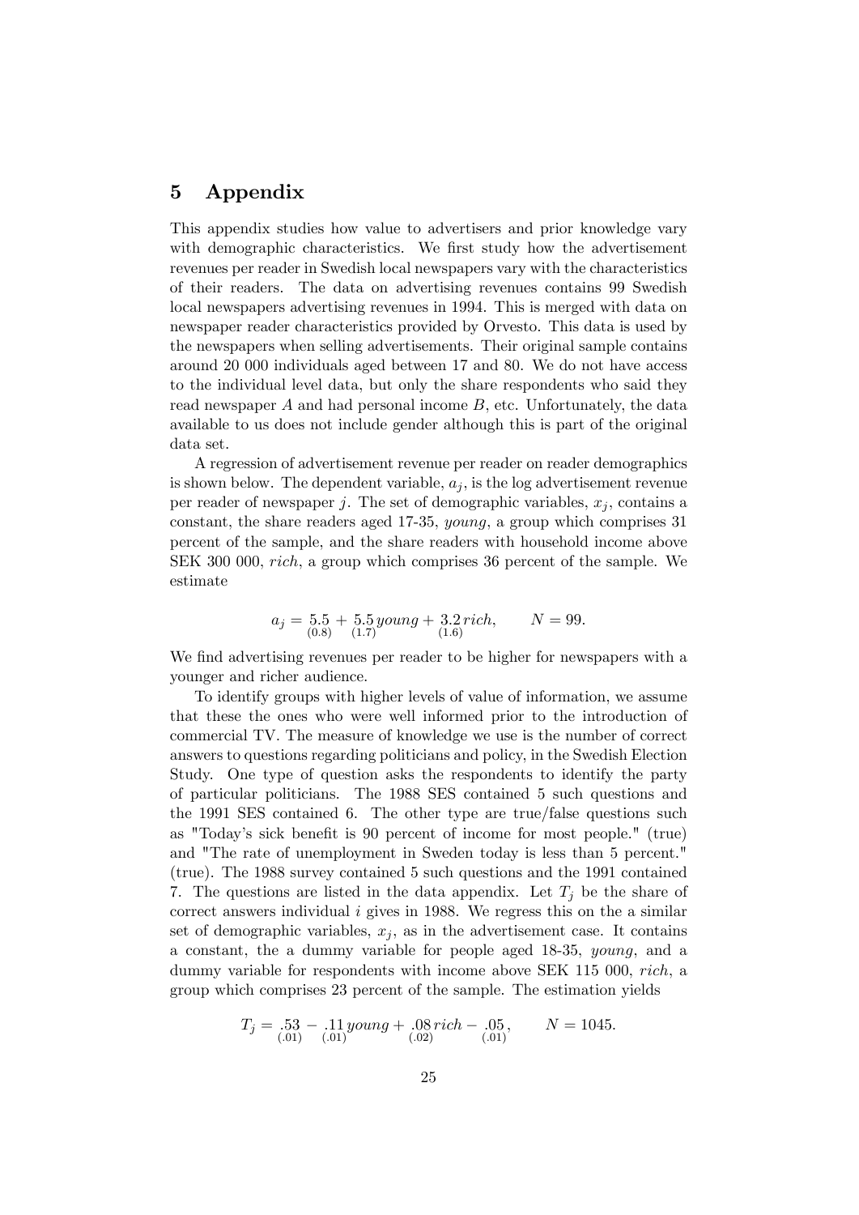# 5 Appendix

This appendix studies how value to advertisers and prior knowledge vary with demographic characteristics. We first study how the advertisement revenues per reader in Swedish local newspapers vary with the characteristics of their readers. The data on advertising revenues contains 99 Swedish local newspapers advertising revenues in 1994. This is merged with data on newspaper reader characteristics provided by Orvesto. This data is used by the newspapers when selling advertisements. Their original sample contains around 20 000 individuals aged between 17 and 80. We do not have access to the individual level data, but only the share respondents who said they read newspaper $A$ and had personal income $B$, etc. Unfortunately, the data available to us does not include gender although this is part of the original data set.

A regression of advertisement revenue per reader on reader demographics is shown below. The dependent variable, $a_j$, is the log advertisement revenue per reader of newspaper $j$. The set of demographic variables, $x_j$, contains a constant, the share readers aged 17-35, *young*, a group which comprises 31 percent of the sample, and the share readers with household income above SEK 300 000, *rich*, a group which comprises 36 percent of the sample. We estimate

$$a_j = \underset{(0.8)}{5.5} + \underset{(1.7)}{5.5}\, young + \underset{(1.6)}{3.2}\, rich, \qquad N = 99.$$

We find advertising revenues per reader to be higher for newspapers with a younger and richer audience.

To identify groups with higher levels of value of information, we assume that these the ones who were well informed prior to the introduction of commercial TV. The measure of knowledge we use is the number of correct answers to questions regarding politicians and policy, in the Swedish Election Study. One type of question asks the respondents to identify the party of particular politicians. The 1988 SES contained 5 such questions and the 1991 SES contained 6. The other type are true/false questions such as "Today's sick benefit is 90 percent of income for most people." (true) and "The rate of unemployment in Sweden today is less than 5 percent." (true). The 1988 survey contained 5 such questions and the 1991 contained 7. The questions are listed in the data appendix. Let $T_j$ be the share of correct answers individual $i$ gives in 1988. We regress this on the a similar set of demographic variables, $x_j$, as in the advertisement case. It contains a constant, the a dummy variable for people aged 18-35, *young*, and a dummy variable for respondents with income above SEK 115 000, *rich*, a group which comprises 23 percent of the sample. The estimation yields

$$T_j = \underset{(.01)}{.53} - \underset{(.01)}{.11}\, young + \underset{(.02)}{.08}\, rich - \underset{(.01)}{.05}, \qquad N = 1045.$$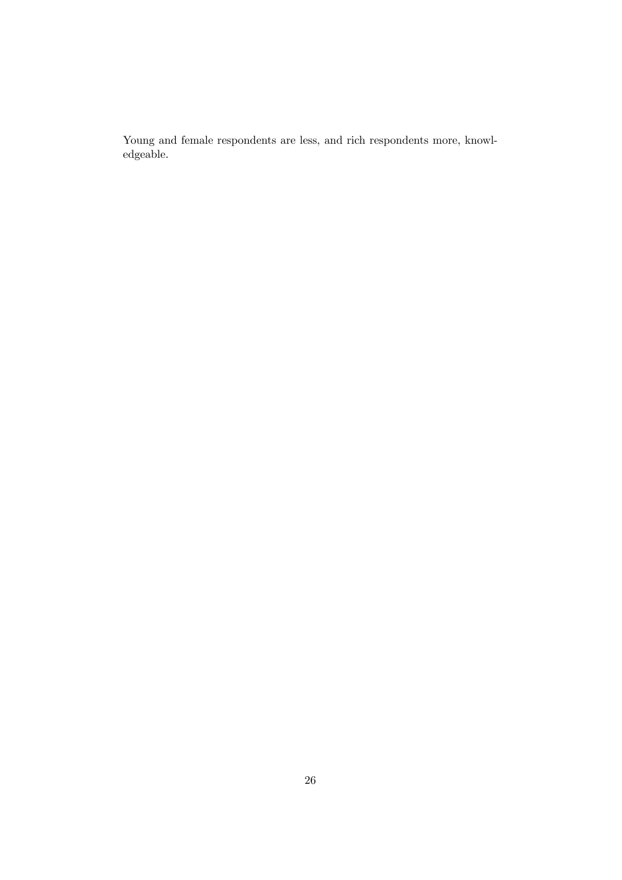Young and female respondents are less, and rich respondents more, knowledgeable.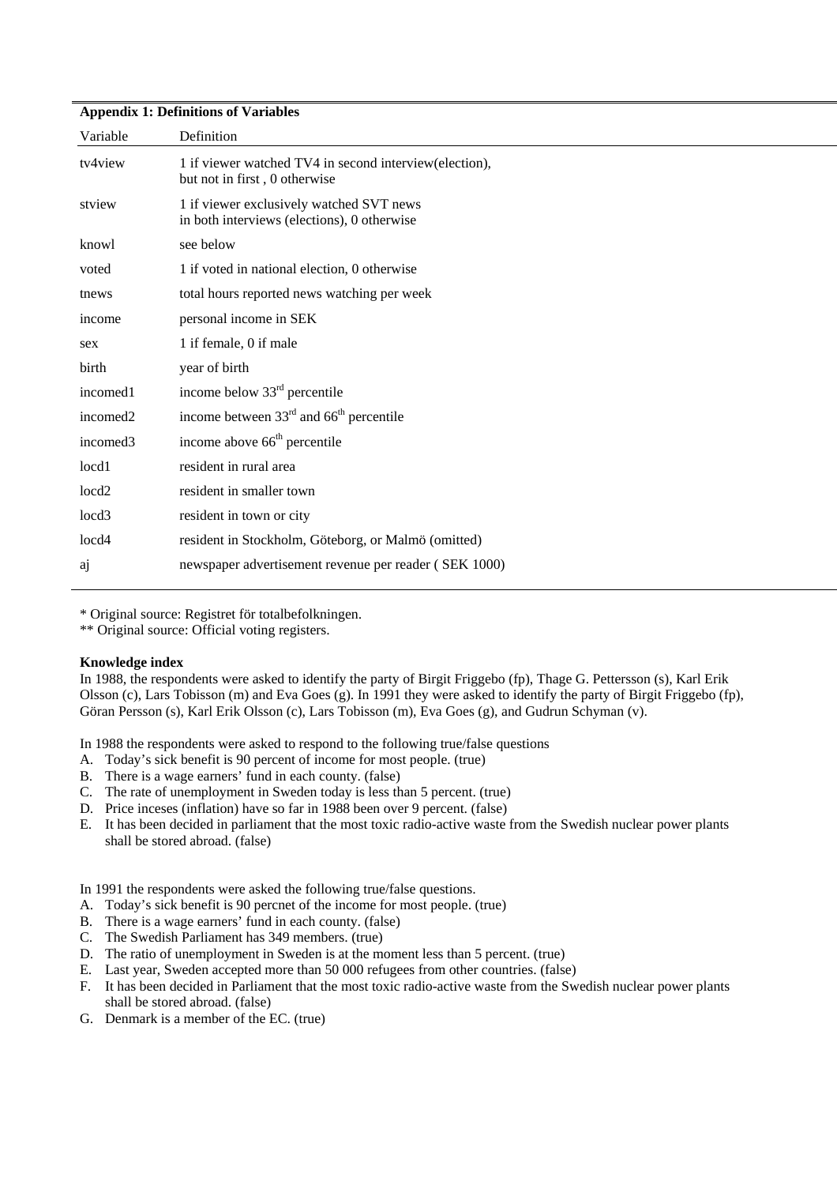**Appendix 1: Definitions of Variables**

| Variable | Definition |
|---|---|
| tv4view | 1 if viewer watched TV4 in second interview(election), but not in first , 0 otherwise |
| stview | 1 if viewer exclusively watched SVT news in both interviews (elections), 0 otherwise |
| knowl | see below |
| voted | 1 if voted in national election, 0 otherwise |
| tnews | total hours reported news watching per week |
| income | personal income in SEK |
| sex | 1 if female, 0 if male |
| birth | year of birth |
| incomed1 | income below 33rd percentile |
| incomed2 | income between 33rd and 66th percentile |
| incomed3 | income above 66th percentile |
| locd1 | resident in rural area |
| locd2 | resident in smaller town |
| locd3 | resident in town or city |
| locd4 | resident in Stockholm, Göteborg, or Malmö (omitted) |
| aj | newspaper advertisement revenue per reader ( SEK 1000) |

\* Original source: Registret för totalbefolkningen.
\*\* Original source: Official voting registers.

**Knowledge index**

In 1988, the respondents were asked to identify the party of Birgit Friggebo (fp), Thage G. Pettersson (s), Karl Erik Olsson (c), Lars Tobisson (m) and Eva Goes (g). In 1991 they were asked to identify the party of Birgit Friggebo (fp), Göran Persson (s), Karl Erik Olsson (c), Lars Tobisson (m), Eva Goes (g), and Gudrun Schyman (v).

In 1988 the respondents were asked to respond to the following true/false questions

A. Today's sick benefit is 90 percent of income for most people. (true)
B. There is a wage earners' fund in each county. (false)
C. The rate of unemployment in Sweden today is less than 5 percent. (true)
D. Price inceses (inflation) have so far in 1988 been over 9 percent. (false)
E. It has been decided in parliament that the most toxic radio-active waste from the Swedish nuclear power plants shall be stored abroad. (false)

In 1991 the respondents were asked the following true/false questions.

A. Today's sick benefit is 90 percnet of the income for most people. (true)
B. There is a wage earners' fund in each county. (false)
C. The Swedish Parliament has 349 members. (true)
D. The ratio of unemployment in Sweden is at the moment less than 5 percent. (true)
E. Last year, Sweden accepted more than 50 000 refugees from other countries. (false)
F. It has been decided in Parliament that the most toxic radio-active waste from the Swedish nuclear power plants shall be stored abroad. (false)
G. Denmark is a member of the EC. (true)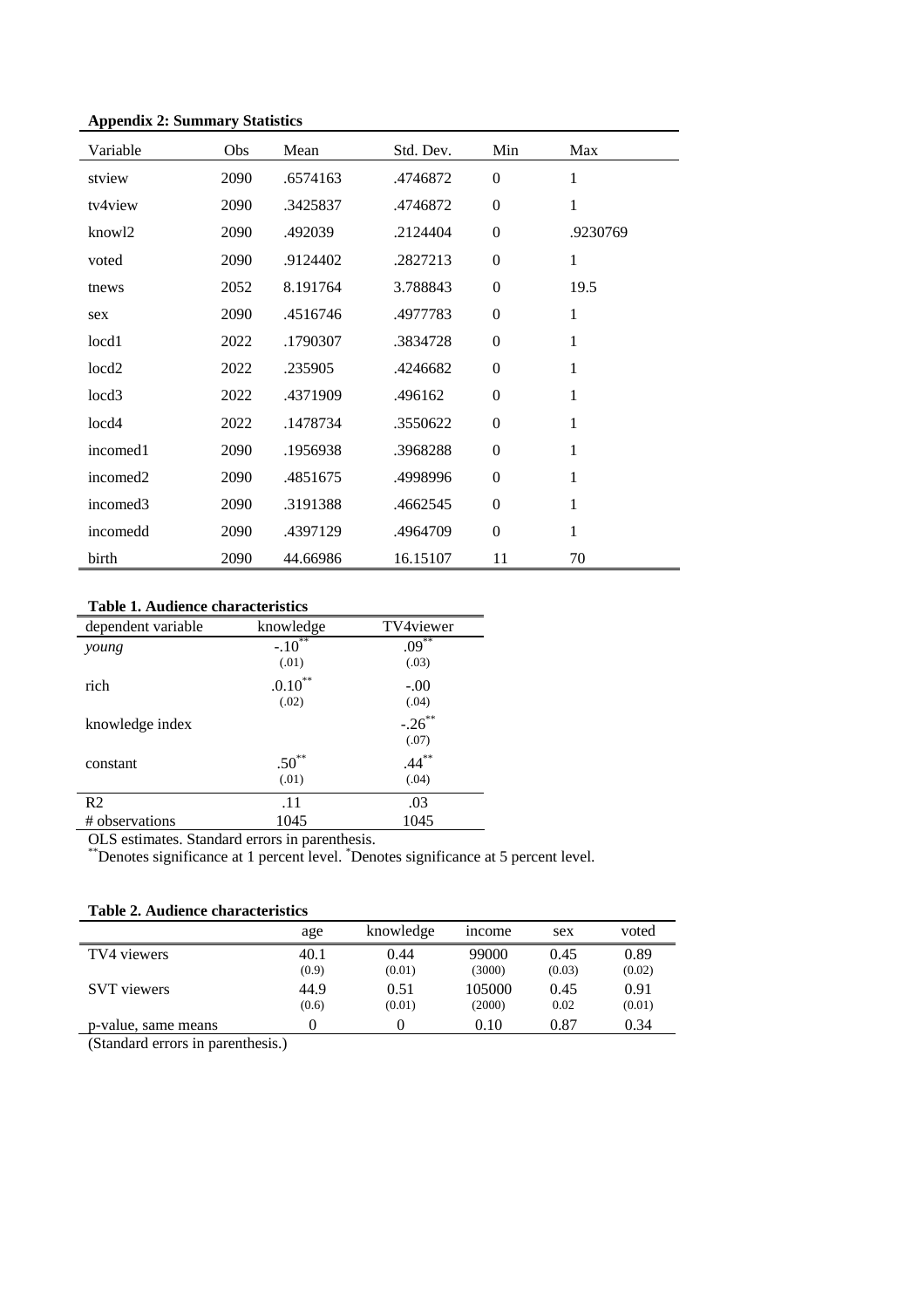**Appendix 2: Summary Statistics**

| Variable | Obs | Mean | Std. Dev. | Min | Max |
|---|---|---|---|---|---|
| stview | 2090 | .6574163 | .4746872 | 0 | 1 |
| tv4view | 2090 | .3425837 | .4746872 | 0 | 1 |
| knowl2 | 2090 | .492039 | .2124404 | 0 | .9230769 |
| voted | 2090 | .9124402 | .2827213 | 0 | 1 |
| tnews | 2052 | 8.191764 | 3.788843 | 0 | 19.5 |
| sex | 2090 | .4516746 | .4977783 | 0 | 1 |
| locd1 | 2022 | .1790307 | .3834728 | 0 | 1 |
| locd2 | 2022 | .235905 | .4246682 | 0 | 1 |
| locd3 | 2022 | .4371909 | .496162 | 0 | 1 |
| locd4 | 2022 | .1478734 | .3550622 | 0 | 1 |
| incomed1 | 2090 | .1956938 | .3968288 | 0 | 1 |
| incomed2 | 2090 | .4851675 | .4998996 | 0 | 1 |
| incomed3 | 2090 | .3191388 | .4662545 | 0 | 1 |
| incomedd | 2090 | .4397129 | .4964709 | 0 | 1 |
| birth | 2090 | 44.66986 | 16.15107 | 11 | 70 |

**Table 1. Audience characteristics**

| dependent variable | knowledge | TV4viewer |
|---|---|---|
| *young* | -.10** | .09** |
| | (.01) | (.03) |
| rich | .0.10** | -.00 |
| | (.02) | (.04) |
| knowledge index | | -.26** |
| | | (.07) |
| constant | .50** | .44** |
| | (.01) | (.04) |
| R2 | .11 | .03 |
| # observations | 1045 | 1045 |

OLS estimates. Standard errors in parenthesis.
**Denotes significance at 1 percent level. *Denotes significance at 5 percent level.

**Table 2. Audience characteristics**

| | age | knowledge | income | sex | voted |
|---|---|---|---|---|---|
| TV4 viewers | 40.1 | 0.44 | 99000 | 0.45 | 0.89 |
| | (0.9) | (0.01) | (3000) | (0.03) | (0.02) |
| SVT viewers | 44.9 | 0.51 | 105000 | 0.45 | 0.91 |
| | (0.6) | (0.01) | (2000) | 0.02 | (0.01) |
| p-value, same means | 0 | 0 | 0.10 | 0.87 | 0.34 |

(Standard errors in parenthesis.)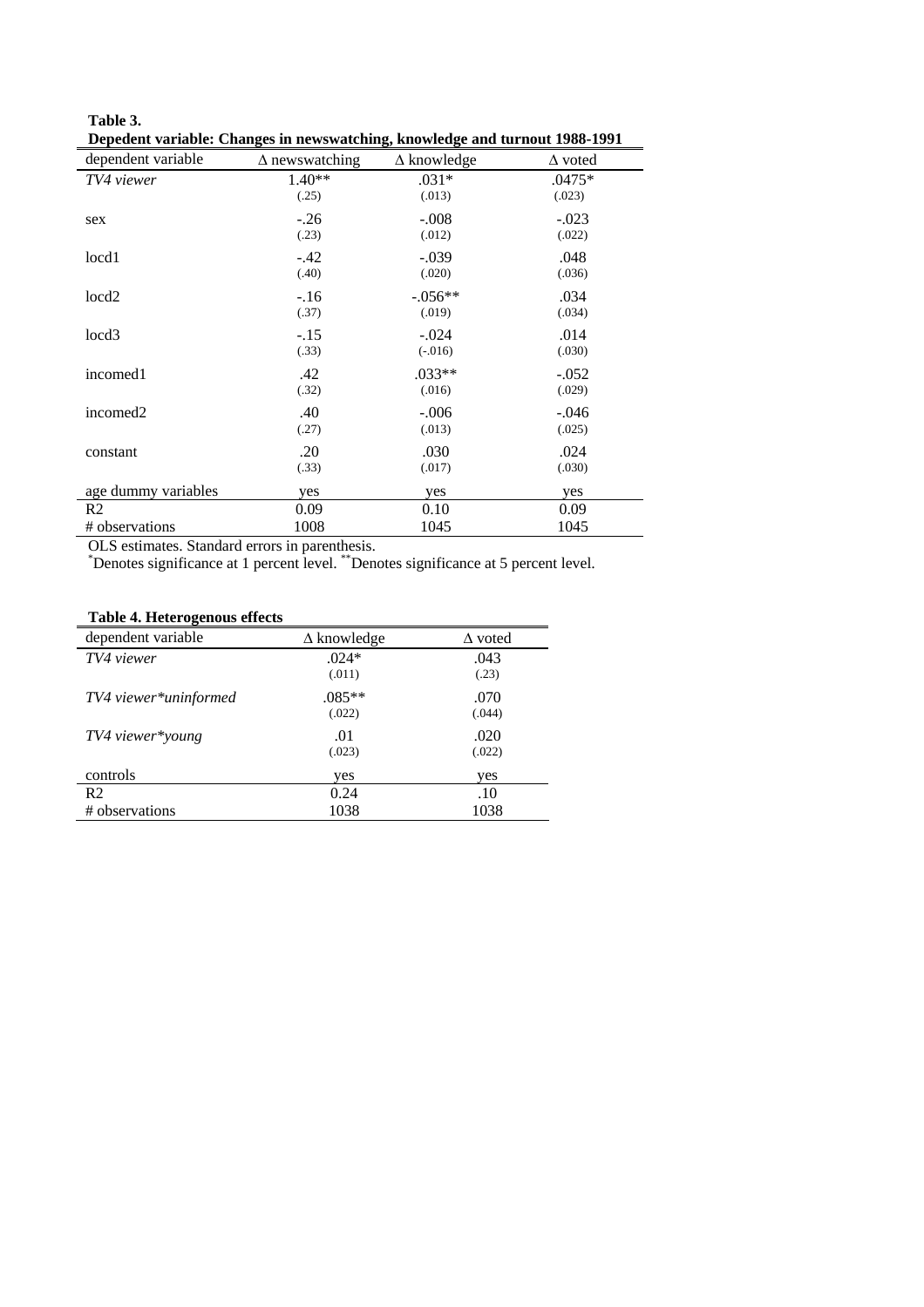**Table 3.**
**Depedent variable: Changes in newswatching, knowledge and turnout 1988-1991**

| dependent variable | Δ newswatching | Δ knowledge | Δ voted |
|---|---|---|---|
| *TV4 viewer* | 1.40** (.25) | .031* (.013) | .0475* (.023) |
| sex | -.26 (.23) | -.008 (.012) | -.023 (.022) |
| locd1 | -.42 (.40) | -.039 (.020) | .048 (.036) |
| locd2 | -.16 (.37) | -.056** (.019) | .034 (.034) |
| locd3 | -.15 (.33) | -.024 (-.016) | .014 (.030) |
| incomed1 | .42 (.32) | .033** (.016) | -.052 (.029) |
| incomed2 | .40 (.27) | -.006 (.013) | -.046 (.025) |
| constant | .20 (.33) | .030 (.017) | .024 (.030) |
| age dummy variables | yes | yes | yes |
| R2 | 0.09 | 0.10 | 0.09 |
| # observations | 1008 | 1045 | 1045 |

OLS estimates. Standard errors in parenthesis.
*Denotes significance at 1 percent level. **Denotes significance at 5 percent level.

**Table 4. Heterogenous effects**

| dependent variable | Δ knowledge | Δ voted |
|---|---|---|
| *TV4 viewer* | .024* (.011) | .043 (.23) |
| *TV4 viewer*uninformed* | .085** (.022) | .070 (.044) |
| *TV4 viewer*young* | .01 (.023) | .020 (.022) |
| controls | yes | yes |
| R2 | 0.24 | .10 |
| # observations | 1038 | 1038 |